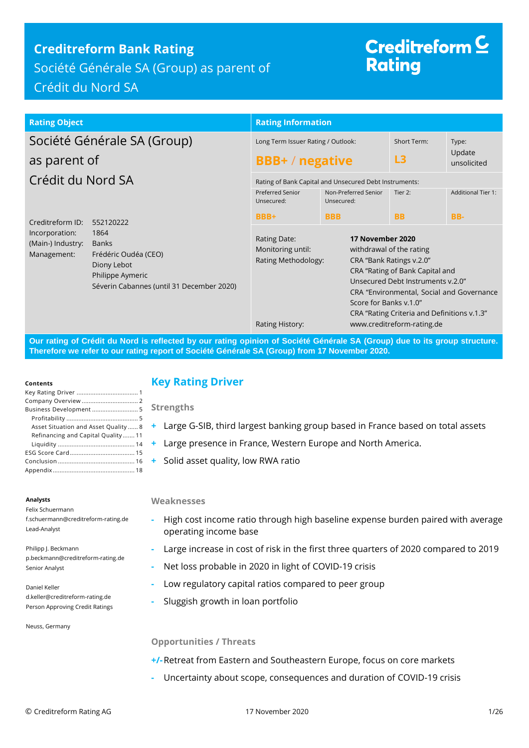# Creditreform Bank Rating

Société Générale SA (Group) as parent of Crédit du Nord SA

Creditreform Rating

| Rating Object | |
|---|---|
| Société Générale SA (Group) as parent of Crédit du Nord SA | |
| Creditreform ID: | 552120222 |
| Incorporation: | 1864 |
| (Main-) Industry: | Banks |
| Management: | Frédéric Oudéa (CEO)<br>Diony Lebot<br>Philippe Aymeric<br>Séverin Cabannes (until 31 December 2020) |

**Rating Information**

| Long Term Issuer Rating / Outlook: | | Short Term: | Type: |
|---|---|---|---|
| **BBB+ / negative** | | **L3** | Update unsolicited |

Rating of Bank Capital and Unsecured Debt Instruments:

| Preferred Senior Unsecured: | Non-Preferred Senior Unsecured: | Tier 2: | Additional Tier 1: |
|---|---|---|---|
| **BBB+** | **BBB** | **BB** | **BB-** |

| | |
|---|---|
| Rating Date: | **17 November 2020** |
| Monitoring until: | withdrawal of the rating |
| Rating Methodology: | CRA "Bank Ratings v.2.0"<br>CRA "Rating of Bank Capital and Unsecured Debt Instruments v.2.0"<br>CRA "Environmental, Social and Governance Score for Banks v.1.0"<br>CRA "Rating Criteria and Definitions v.1.3" |
| Rating History: | www.creditreform-rating.de |

**Our rating of Crédit du Nord is reflected by our rating opinion of Société Générale SA (Group) due to its group structure. Therefore we refer to our rating report of Société Générale SA (Group) from 17 November 2020.**

**Contents**

Key Rating Driver ..... 1
Company Overview ..... 2
Business Development ..... 5
- Profitability ..... 5
- Asset Situation and Asset Quality ..... 8
- Refinancing and Capital Quality ..... 11
- Liquidity ..... 14

ESG Score Card ..... 15
Conclusion ..... 16
Appendix ..... 18

**Analysts**

Felix Schuermann
f.schuermann@creditreform-rating.de
Lead-Analyst

Philipp J. Beckmann
p.beckmann@creditreform-rating.de
Senior Analyst

Daniel Keller
d.keller@creditreform-rating.de
Person Approving Credit Ratings

Neuss, Germany

## Key Rating Driver

### Strengths

- \+ Large G-SIB, third largest banking group based in France based on total assets
- \+ Large presence in France, Western Europe and North America.
- \+ Solid asset quality, low RWA ratio

### Weaknesses

- \- High cost income ratio through high baseline expense burden paired with average operating income base
- \- Large increase in cost of risk in the first three quarters of 2020 compared to 2019
- \- Net loss probable in 2020 in light of COVID-19 crisis
- \- Low regulatory capital ratios compared to peer group
- \- Sluggish growth in loan portfolio

### Opportunities / Threats

- +/- Retreat from Eastern and Southeastern Europe, focus on core markets
- \- Uncertainty about scope, consequences and duration of COVID-19 crisis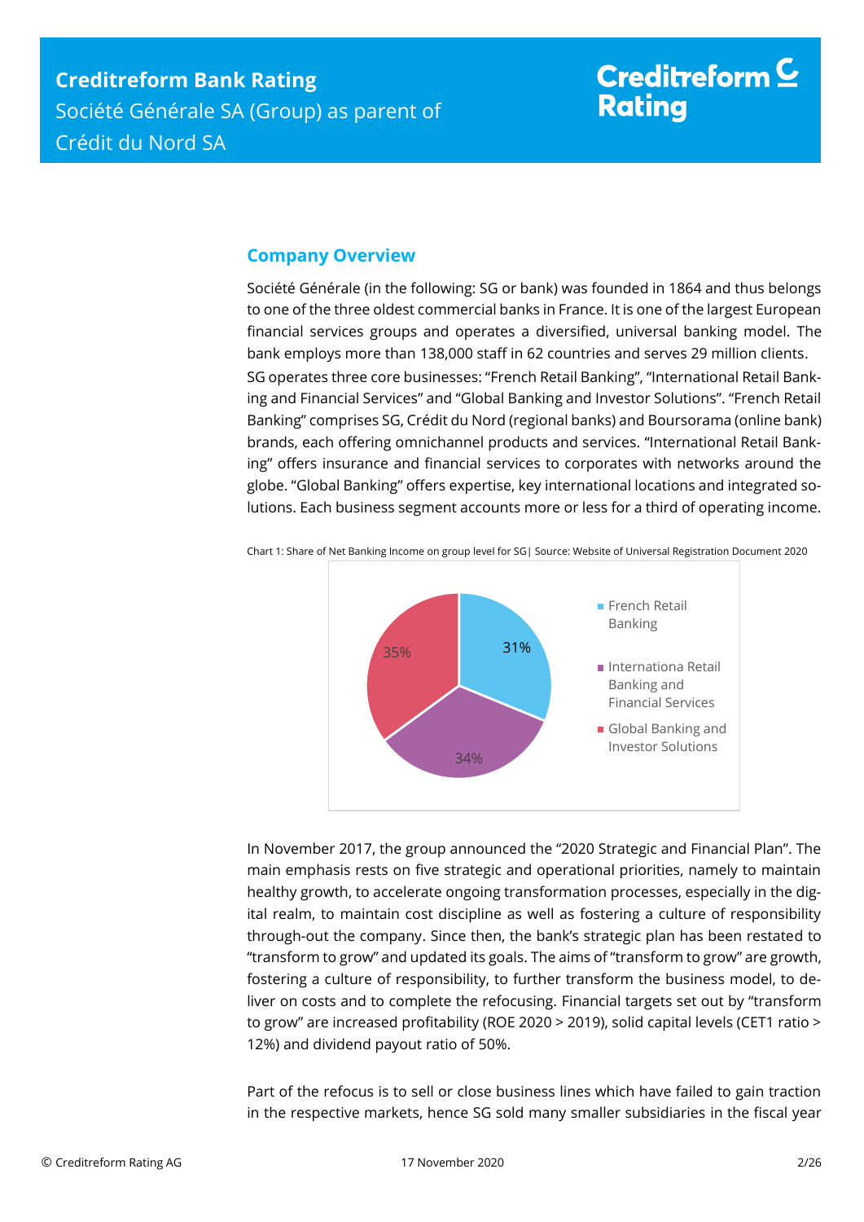## Company Overview

Société Générale (in the following: SG or bank) was founded in 1864 and thus belongs to one of the three oldest commercial banks in France. It is one of the largest European financial services groups and operates a diversified, universal banking model. The bank employs more than 138,000 staff in 62 countries and serves 29 million clients.

SG operates three core businesses: "French Retail Banking", "International Retail Banking and Financial Services" and "Global Banking and Investor Solutions". "French Retail Banking" comprises SG, Crédit du Nord (regional banks) and Boursorama (online bank) brands, each offering omnichannel products and services. "International Retail Banking" offers insurance and financial services to corporates with networks around the globe. "Global Banking" offers expertise, key international locations and integrated solutions. Each business segment accounts more or less for a third of operating income.

Chart 1: Share of Net Banking Income on group level for SG| Source: Website of Universal Registration Document 2020

| Segment | Share |
|---|---|
| French Retail Banking | 31% |
| Internationa Retail Banking and Financial Services | 34% |
| Global Banking and Investor Solutions | 35% |

In November 2017, the group announced the "2020 Strategic and Financial Plan". The main emphasis rests on five strategic and operational priorities, namely to maintain healthy growth, to accelerate ongoing transformation processes, especially in the digital realm, to maintain cost discipline as well as fostering a culture of responsibility through-out the company. Since then, the bank's strategic plan has been restated to "transform to grow" and updated its goals. The aims of "transform to grow" are growth, fostering a culture of responsibility, to further transform the business model, to deliver on costs and to complete the refocusing. Financial targets set out by "transform to grow" are increased profitability (ROE 2020 > 2019), solid capital levels (CET1 ratio > 12%) and dividend payout ratio of 50%.

Part of the refocus is to sell or close business lines which have failed to gain traction in the respective markets, hence SG sold many smaller subsidiaries in the fiscal year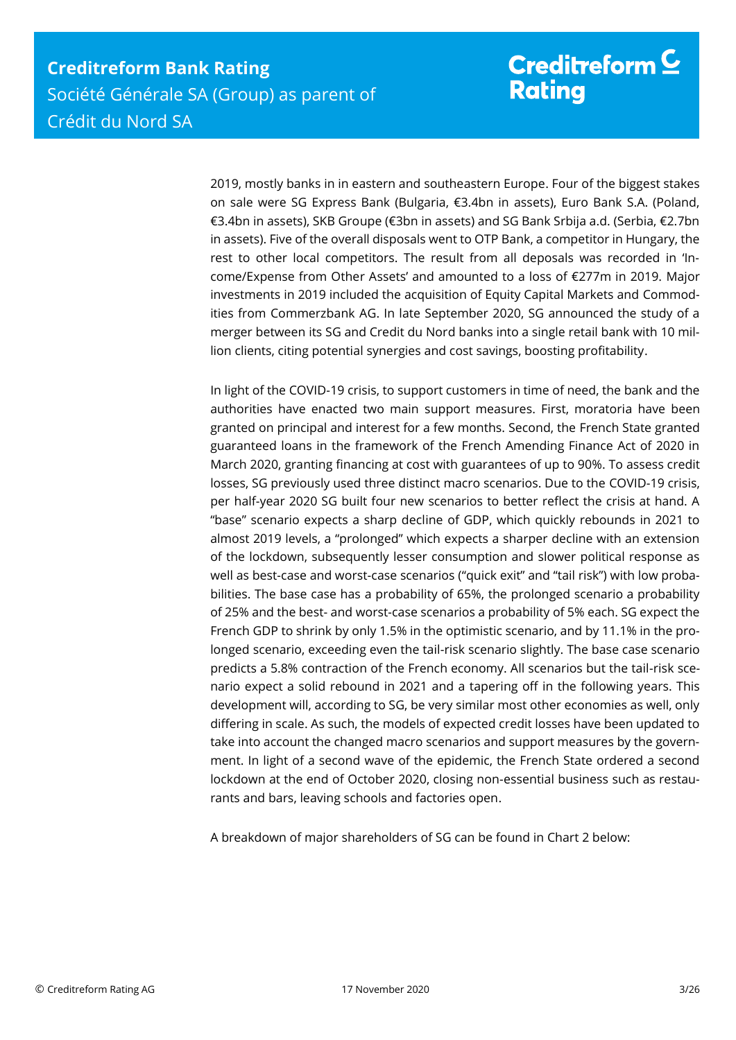2019, mostly banks in in eastern and southeastern Europe. Four of the biggest stakes on sale were SG Express Bank (Bulgaria, €3.4bn in assets), Euro Bank S.A. (Poland, €3.4bn in assets), SKB Groupe (€3bn in assets) and SG Bank Srbija a.d. (Serbia, €2.7bn in assets). Five of the overall disposals went to OTP Bank, a competitor in Hungary, the rest to other local competitors. The result from all deposals was recorded in 'Income/Expense from Other Assets' and amounted to a loss of €277m in 2019. Major investments in 2019 included the acquisition of Equity Capital Markets and Commodities from Commerzbank AG. In late September 2020, SG announced the study of a merger between its SG and Credit du Nord banks into a single retail bank with 10 million clients, citing potential synergies and cost savings, boosting profitability.

In light of the COVID-19 crisis, to support customers in time of need, the bank and the authorities have enacted two main support measures. First, moratoria have been granted on principal and interest for a few months. Second, the French State granted guaranteed loans in the framework of the French Amending Finance Act of 2020 in March 2020, granting financing at cost with guarantees of up to 90%. To assess credit losses, SG previously used three distinct macro scenarios. Due to the COVID-19 crisis, per half-year 2020 SG built four new scenarios to better reflect the crisis at hand. A "base" scenario expects a sharp decline of GDP, which quickly rebounds in 2021 to almost 2019 levels, a "prolonged" which expects a sharper decline with an extension of the lockdown, subsequently lesser consumption and slower political response as well as best-case and worst-case scenarios ("quick exit" and "tail risk") with low probabilities. The base case has a probability of 65%, the prolonged scenario a probability of 25% and the best- and worst-case scenarios a probability of 5% each. SG expect the French GDP to shrink by only 1.5% in the optimistic scenario, and by 11.1% in the prolonged scenario, exceeding even the tail-risk scenario slightly. The base case scenario predicts a 5.8% contraction of the French economy. All scenarios but the tail-risk scenario expect a solid rebound in 2021 and a tapering off in the following years. This development will, according to SG, be very similar most other economies as well, only differing in scale. As such, the models of expected credit losses have been updated to take into account the changed macro scenarios and support measures by the government. In light of a second wave of the epidemic, the French State ordered a second lockdown at the end of October 2020, closing non-essential business such as restaurants and bars, leaving schools and factories open.

A breakdown of major shareholders of SG can be found in Chart 2 below: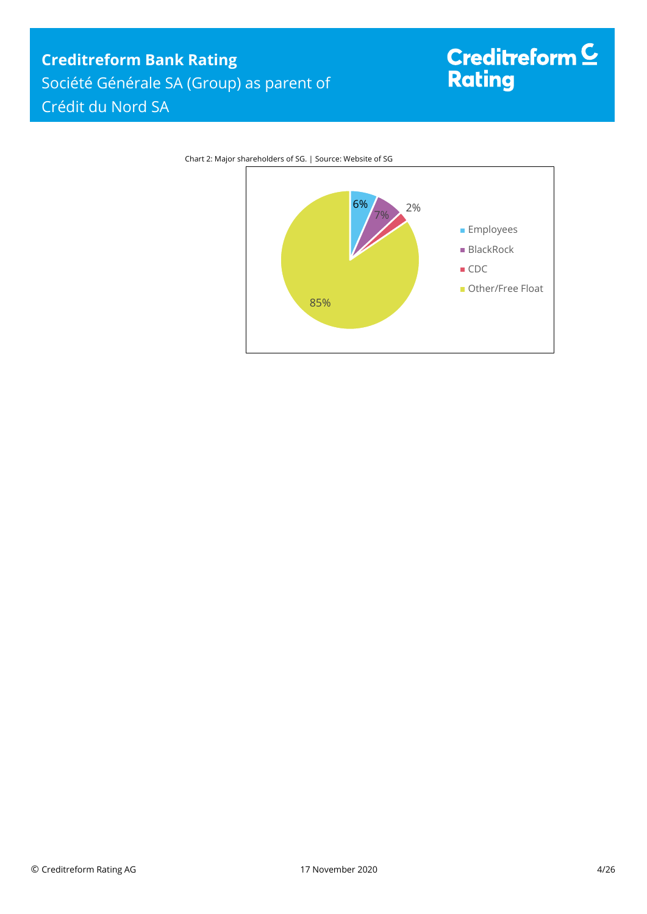Chart 2: Major shareholders of SG. | Source: Website of SG

| Shareholder | Share |
|---|---|
| Employees | 6% |
| BlackRock | 7% |
| CDC | 2% |
| Other/Free Float | 85% |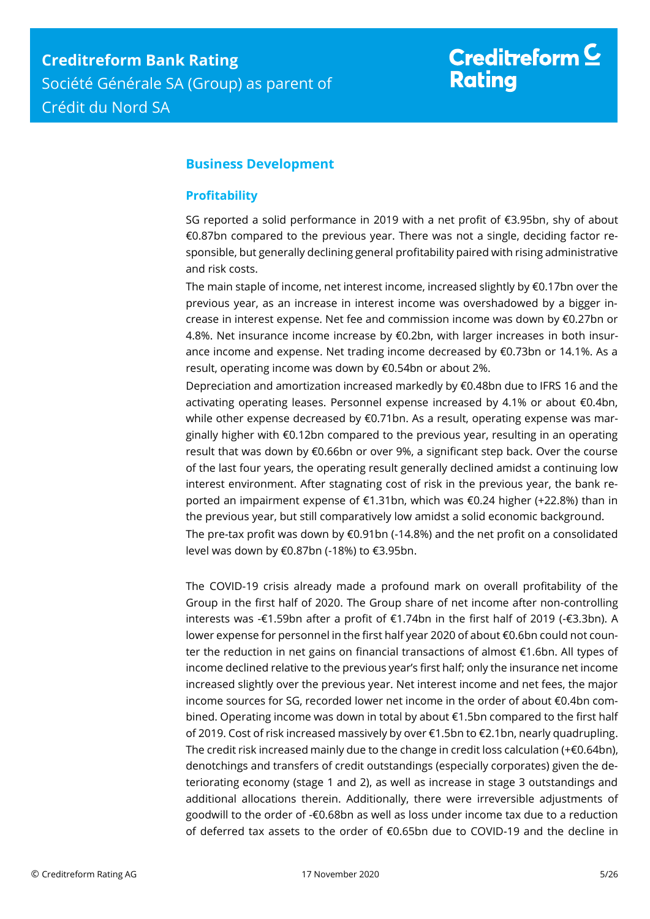## Business Development

### Profitability

SG reported a solid performance in 2019 with a net profit of €3.95bn, shy of about €0.87bn compared to the previous year. There was not a single, deciding factor responsible, but generally declining general profitability paired with rising administrative and risk costs.

The main staple of income, net interest income, increased slightly by €0.17bn over the previous year, as an increase in interest income was overshadowed by a bigger increase in interest expense. Net fee and commission income was down by €0.27bn or 4.8%. Net insurance income increase by €0.2bn, with larger increases in both insurance income and expense. Net trading income decreased by €0.73bn or 14.1%. As a result, operating income was down by €0.54bn or about 2%.

Depreciation and amortization increased markedly by €0.48bn due to IFRS 16 and the activating operating leases. Personnel expense increased by 4.1% or about €0.4bn, while other expense decreased by €0.71bn. As a result, operating expense was marginally higher with €0.12bn compared to the previous year, resulting in an operating result that was down by €0.66bn or over 9%, a significant step back. Over the course of the last four years, the operating result generally declined amidst a continuing low interest environment. After stagnating cost of risk in the previous year, the bank reported an impairment expense of €1.31bn, which was €0.24 higher (+22.8%) than in the previous year, but still comparatively low amidst a solid economic background.

The pre-tax profit was down by €0.91bn (-14.8%) and the net profit on a consolidated level was down by €0.87bn (-18%) to €3.95bn.

The COVID-19 crisis already made a profound mark on overall profitability of the Group in the first half of 2020. The Group share of net income after non-controlling interests was -€1.59bn after a profit of €1.74bn in the first half of 2019 (-€3.3bn). A lower expense for personnel in the first half year 2020 of about €0.6bn could not counter the reduction in net gains on financial transactions of almost €1.6bn. All types of income declined relative to the previous year's first half; only the insurance net income increased slightly over the previous year. Net interest income and net fees, the major income sources for SG, recorded lower net income in the order of about €0.4bn combined. Operating income was down in total by about €1.5bn compared to the first half of 2019. Cost of risk increased massively by over €1.5bn to €2.1bn, nearly quadrupling. The credit risk increased mainly due to the change in credit loss calculation (+€0.64bn), denotchings and transfers of credit outstandings (especially corporates) given the deteriorating economy (stage 1 and 2), as well as increase in stage 3 outstandings and additional allocations therein. Additionally, there were irreversible adjustments of goodwill to the order of -€0.68bn as well as loss under income tax due to a reduction of deferred tax assets to the order of €0.65bn due to COVID-19 and the decline in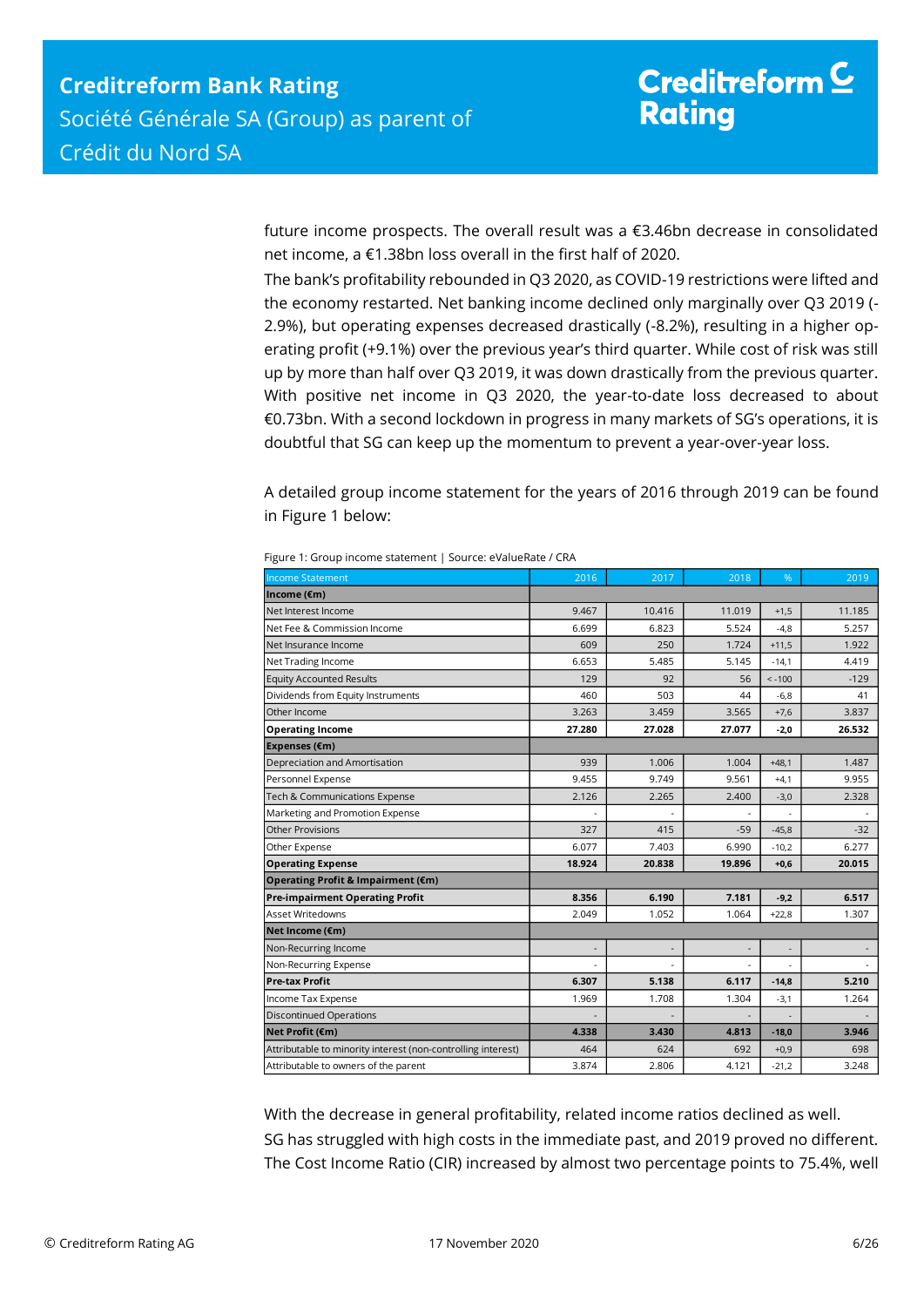future income prospects. The overall result was a €3.46bn decrease in consolidated net income, a €1.38bn loss overall in the first half of 2020.

The bank's profitability rebounded in Q3 2020, as COVID-19 restrictions were lifted and the economy restarted. Net banking income declined only marginally over Q3 2019 (-2.9%), but operating expenses decreased drastically (-8.2%), resulting in a higher operating profit (+9.1%) over the previous year's third quarter. While cost of risk was still up by more than half over Q3 2019, it was down drastically from the previous quarter. With positive net income in Q3 2020, the year-to-date loss decreased to about €0.73bn. With a second lockdown in progress in many markets of SG's operations, it is doubtful that SG can keep up the momentum to prevent a year-over-year loss.

A detailed group income statement for the years of 2016 through 2019 can be found in Figure 1 below:

Figure 1: Group income statement | Source: eValueRate / CRA

| Income Statement | 2016 | 2017 | 2018 | % | 2019 |
|---|---|---|---|---|---|
| **Income (€m)** | | | | | |
| Net Interest Income | 9.467 | 10.416 | 11.019 | +1,5 | 11.185 |
| Net Fee & Commission Income | 6.699 | 6.823 | 5.524 | -4,8 | 5.257 |
| Net Insurance Income | 609 | 250 | 1.724 | +11,5 | 1.922 |
| Net Trading Income | 6.653 | 5.485 | 5.145 | -14,1 | 4.419 |
| Equity Accounted Results | 129 | 92 | 56 | < -100 | -129 |
| Dividends from Equity Instruments | 460 | 503 | 44 | -6,8 | 41 |
| Other Income | 3.263 | 3.459 | 3.565 | +7,6 | 3.837 |
| **Operating Income** | **27.280** | **27.028** | **27.077** | **-2,0** | **26.532** |
| **Expenses (€m)** | | | | | |
| Depreciation and Amortisation | 939 | 1.006 | 1.004 | +48,1 | 1.487 |
| Personnel Expense | 9.455 | 9.749 | 9.561 | +4,1 | 9.955 |
| Tech & Communications Expense | 2.126 | 2.265 | 2.400 | -3,0 | 2.328 |
| Marketing and Promotion Expense | - | - | - | - | - |
| Other Provisions | 327 | 415 | -59 | -45,8 | -32 |
| Other Expense | 6.077 | 7.403 | 6.990 | -10,2 | 6.277 |
| **Operating Expense** | **18.924** | **20.838** | **19.896** | **+0,6** | **20.015** |
| **Operating Profit & Impairment (€m)** | | | | | |
| **Pre-impairment Operating Profit** | **8.356** | **6.190** | **7.181** | **-9,2** | **6.517** |
| Asset Writedowns | 2.049 | 1.052 | 1.064 | +22,8 | 1.307 |
| **Net Income (€m)** | | | | | |
| Non-Recurring Income | - | - | - | - | - |
| Non-Recurring Expense | - | - | - | - | - |
| **Pre-tax Profit** | **6.307** | **5.138** | **6.117** | **-14,8** | **5.210** |
| Income Tax Expense | 1.969 | 1.708 | 1.304 | -3,1 | 1.264 |
| Discontinued Operations | - | - | - | - | - |
| **Net Profit (€m)** | **4.338** | **3.430** | **4.813** | **-18,0** | **3.946** |
| Attributable to minority interest (non-controlling interest) | 464 | 624 | 692 | +0,9 | 698 |
| Attributable to owners of the parent | 3.874 | 2.806 | 4.121 | -21,2 | 3.248 |

With the decrease in general profitability, related income ratios declined as well.

SG has struggled with high costs in the immediate past, and 2019 proved no different. The Cost Income Ratio (CIR) increased by almost two percentage points to 75.4%, well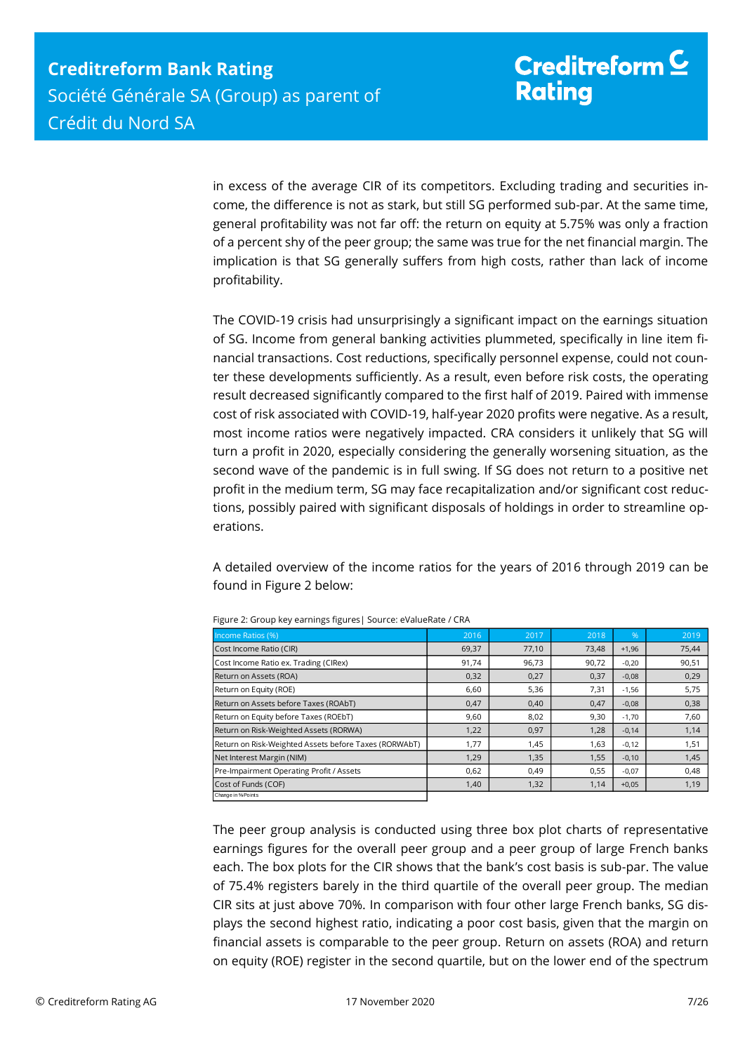in excess of the average CIR of its competitors. Excluding trading and securities income, the difference is not as stark, but still SG performed sub-par. At the same time, general profitability was not far off: the return on equity at 5.75% was only a fraction of a percent shy of the peer group; the same was true for the net financial margin. The implication is that SG generally suffers from high costs, rather than lack of income profitability.

The COVID-19 crisis had unsurprisingly a significant impact on the earnings situation of SG. Income from general banking activities plummeted, specifically in line item financial transactions. Cost reductions, specifically personnel expense, could not counter these developments sufficiently. As a result, even before risk costs, the operating result decreased significantly compared to the first half of 2019. Paired with immense cost of risk associated with COVID-19, half-year 2020 profits were negative. As a result, most income ratios were negatively impacted. CRA considers it unlikely that SG will turn a profit in 2020, especially considering the generally worsening situation, as the second wave of the pandemic is in full swing. If SG does not return to a positive net profit in the medium term, SG may face recapitalization and/or significant cost reductions, possibly paired with significant disposals of holdings in order to streamline operations.

A detailed overview of the income ratios for the years of 2016 through 2019 can be found in Figure 2 below:

Figure 2: Group key earnings figures| Source: eValueRate / CRA

| Income Ratios (%) | 2016 | 2017 | 2018 | % | 2019 |
|---|---|---|---|---|---|
| Cost Income Ratio (CIR) | 69,37 | 77,10 | 73,48 | +1,96 | 75,44 |
| Cost Income Ratio ex. Trading (CIRex) | 91,74 | 96,73 | 90,72 | -0,20 | 90,51 |
| Return on Assets (ROA) | 0,32 | 0,27 | 0,37 | -0,08 | 0,29 |
| Return on Equity (ROE) | 6,60 | 5,36 | 7,31 | -1,56 | 5,75 |
| Return on Assets before Taxes (ROAbT) | 0,47 | 0,40 | 0,47 | -0,08 | 0,38 |
| Return on Equity before Taxes (ROEbT) | 9,60 | 8,02 | 9,30 | -1,70 | 7,60 |
| Return on Risk-Weighted Assets (RORWA) | 1,22 | 0,97 | 1,28 | -0,14 | 1,14 |
| Return on Risk-Weighted Assets before Taxes (RORWAbT) | 1,77 | 1,45 | 1,63 | -0,12 | 1,51 |
| Net Interest Margin (NIM) | 1,29 | 1,35 | 1,55 | -0,10 | 1,45 |
| Pre-Impairment Operating Profit / Assets | 0,62 | 0,49 | 0,55 | -0,07 | 0,48 |
| Cost of Funds (COF) | 1,40 | 1,32 | 1,14 | +0,05 | 1,19 |

Change in %Points

The peer group analysis is conducted using three box plot charts of representative earnings figures for the overall peer group and a peer group of large French banks each. The box plots for the CIR shows that the bank's cost basis is sub-par. The value of 75.4% registers barely in the third quartile of the overall peer group. The median CIR sits at just above 70%. In comparison with four other large French banks, SG displays the second highest ratio, indicating a poor cost basis, given that the margin on financial assets is comparable to the peer group. Return on assets (ROA) and return on equity (ROE) register in the second quartile, but on the lower end of the spectrum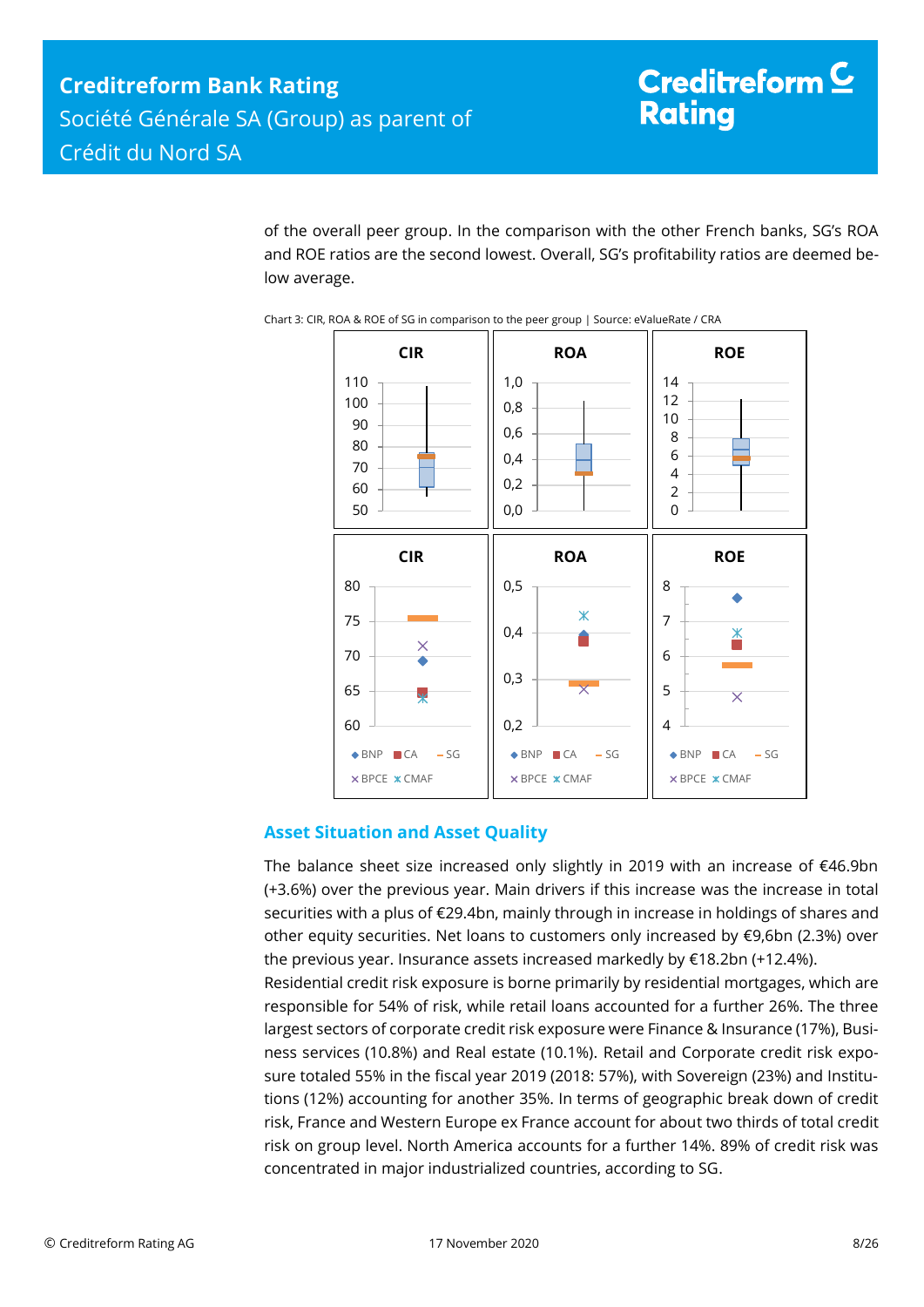of the overall peer group. In the comparison with the other French banks, SG's ROA and ROE ratios are the second lowest. Overall, SG's profitability ratios are deemed below average.

Chart 3: CIR, ROA & ROE of SG in comparison to the peer group | Source: eValueRate / CRA

## Asset Situation and Asset Quality

The balance sheet size increased only slightly in 2019 with an increase of €46.9bn (+3.6%) over the previous year. Main drivers if this increase was the increase in total securities with a plus of €29.4bn, mainly through in increase in holdings of shares and other equity securities. Net loans to customers only increased by €9,6bn (2.3%) over the previous year. Insurance assets increased markedly by €18.2bn (+12.4%).

Residential credit risk exposure is borne primarily by residential mortgages, which are responsible for 54% of risk, while retail loans accounted for a further 26%. The three largest sectors of corporate credit risk exposure were Finance & Insurance (17%), Business services (10.8%) and Real estate (10.1%). Retail and Corporate credit risk exposure totaled 55% in the fiscal year 2019 (2018: 57%), with Sovereign (23%) and Institutions (12%) accounting for another 35%. In terms of geographic break down of credit risk, France and Western Europe ex France account for about two thirds of total credit risk on group level. North America accounts for a further 14%. 89% of credit risk was concentrated in major industrialized countries, according to SG.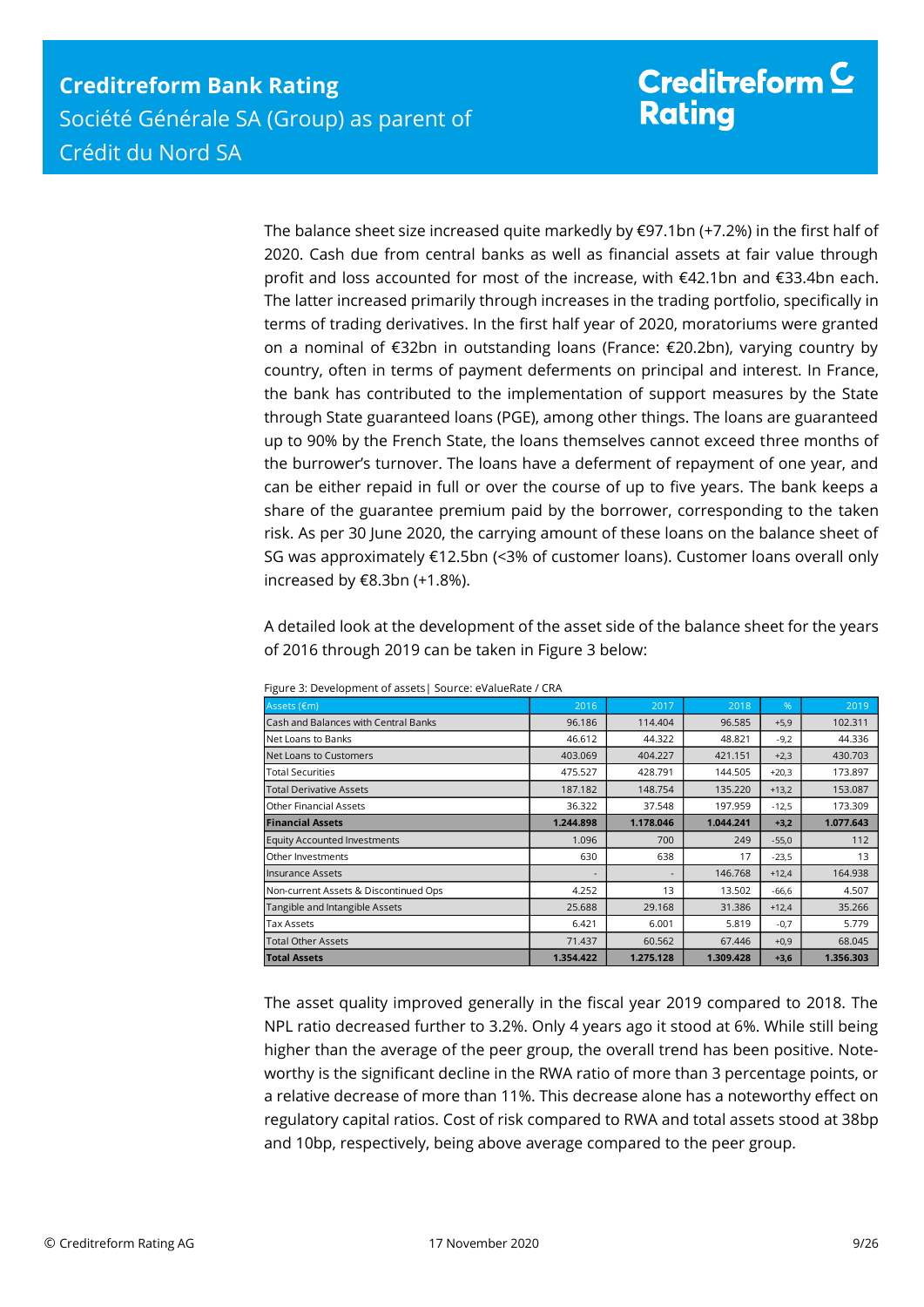The balance sheet size increased quite markedly by €97.1bn (+7.2%) in the first half of 2020. Cash due from central banks as well as financial assets at fair value through profit and loss accounted for most of the increase, with €42.1bn and €33.4bn each. The latter increased primarily through increases in the trading portfolio, specifically in terms of trading derivatives. In the first half year of 2020, moratoriums were granted on a nominal of €32bn in outstanding loans (France: €20.2bn), varying country by country, often in terms of payment deferments on principal and interest. In France, the bank has contributed to the implementation of support measures by the State through State guaranteed loans (PGE), among other things. The loans are guaranteed up to 90% by the French State, the loans themselves cannot exceed three months of the burrower's turnover. The loans have a deferment of repayment of one year, and can be either repaid in full or over the course of up to five years. The bank keeps a share of the guarantee premium paid by the borrower, corresponding to the taken risk. As per 30 June 2020, the carrying amount of these loans on the balance sheet of SG was approximately €12.5bn (<3% of customer loans). Customer loans overall only increased by €8.3bn (+1.8%).

A detailed look at the development of the asset side of the balance sheet for the years of 2016 through 2019 can be taken in Figure 3 below:

Figure 3: Development of assets| Source: eValueRate / CRA

| Assets (€m) | 2016 | 2017 | 2018 | % | 2019 |
|---|---|---|---|---|---|
| Cash and Balances with Central Banks | 96.186 | 114.404 | 96.585 | +5,9 | 102.311 |
| Net Loans to Banks | 46.612 | 44.322 | 48.821 | -9,2 | 44.336 |
| Net Loans to Customers | 403.069 | 404.227 | 421.151 | +2,3 | 430.703 |
| Total Securities | 475.527 | 428.791 | 144.505 | +20,3 | 173.897 |
| Total Derivative Assets | 187.182 | 148.754 | 135.220 | +13,2 | 153.087 |
| Other Financial Assets | 36.322 | 37.548 | 197.959 | -12,5 | 173.309 |
| **Financial Assets** | **1.244.898** | **1.178.046** | **1.044.241** | **+3,2** | **1.077.643** |
| Equity Accounted Investments | 1.096 | 700 | 249 | -55,0 | 112 |
| Other Investments | 630 | 638 | 17 | -23,5 | 13 |
| Insurance Assets | - | - | 146.768 | +12,4 | 164.938 |
| Non-current Assets & Discontinued Ops | 4.252 | 13 | 13.502 | -66,6 | 4.507 |
| Tangible and Intangible Assets | 25.688 | 29.168 | 31.386 | +12,4 | 35.266 |
| Tax Assets | 6.421 | 6.001 | 5.819 | -0,7 | 5.779 |
| Total Other Assets | 71.437 | 60.562 | 67.446 | +0,9 | 68.045 |
| **Total Assets** | **1.354.422** | **1.275.128** | **1.309.428** | **+3,6** | **1.356.303** |

The asset quality improved generally in the fiscal year 2019 compared to 2018. The NPL ratio decreased further to 3.2%. Only 4 years ago it stood at 6%. While still being higher than the average of the peer group, the overall trend has been positive. Noteworthy is the significant decline in the RWA ratio of more than 3 percentage points, or a relative decrease of more than 11%. This decrease alone has a noteworthy effect on regulatory capital ratios. Cost of risk compared to RWA and total assets stood at 38bp and 10bp, respectively, being above average compared to the peer group.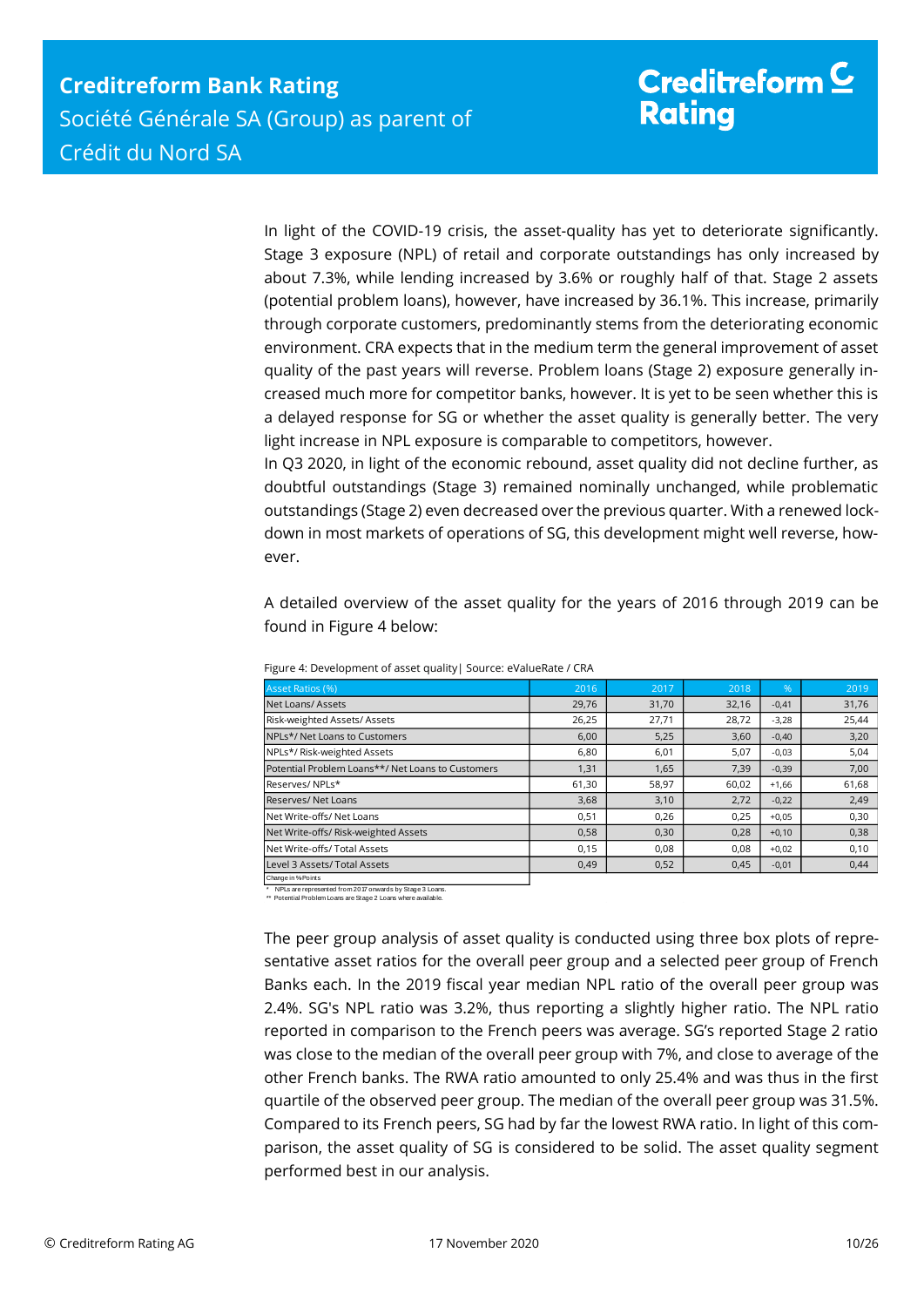In light of the COVID-19 crisis, the asset-quality has yet to deteriorate significantly. Stage 3 exposure (NPL) of retail and corporate outstandings has only increased by about 7.3%, while lending increased by 3.6% or roughly half of that. Stage 2 assets (potential problem loans), however, have increased by 36.1%. This increase, primarily through corporate customers, predominantly stems from the deteriorating economic environment. CRA expects that in the medium term the general improvement of asset quality of the past years will reverse. Problem loans (Stage 2) exposure generally increased much more for competitor banks, however. It is yet to be seen whether this is a delayed response for SG or whether the asset quality is generally better. The very light increase in NPL exposure is comparable to competitors, however.

In Q3 2020, in light of the economic rebound, asset quality did not decline further, as doubtful outstandings (Stage 3) remained nominally unchanged, while problematic outstandings (Stage 2) even decreased over the previous quarter. With a renewed lockdown in most markets of operations of SG, this development might well reverse, however.

A detailed overview of the asset quality for the years of 2016 through 2019 can be found in Figure 4 below:

Figure 4: Development of asset quality| Source: eValueRate / CRA

| Asset Ratios (%) | 2016 | 2017 | 2018 | % | 2019 |
|---|---|---|---|---|---|
| Net Loans/ Assets | 29,76 | 31,70 | 32,16 | -0,41 | 31,76 |
| Risk-weighted Assets/ Assets | 26,25 | 27,71 | 28,72 | -3,28 | 25,44 |
| NPLs*/ Net Loans to Customers | 6,00 | 5,25 | 3,60 | -0,40 | 3,20 |
| NPLs*/ Risk-weighted Assets | 6,80 | 6,01 | 5,07 | -0,03 | 5,04 |
| Potential Problem Loans**/ Net Loans to Customers | 1,31 | 1,65 | 7,39 | -0,39 | 7,00 |
| Reserves/ NPLs* | 61,30 | 58,97 | 60,02 | +1,66 | 61,68 |
| Reserves/ Net Loans | 3,68 | 3,10 | 2,72 | -0,22 | 2,49 |
| Net Write-offs/ Net Loans | 0,51 | 0,26 | 0,25 | +0,05 | 0,30 |
| Net Write-offs/ Risk-weighted Assets | 0,58 | 0,30 | 0,28 | +0,10 | 0,38 |
| Net Write-offs/ Total Assets | 0,15 | 0,08 | 0,08 | +0,02 | 0,10 |
| Level 3 Assets/ Total Assets | 0,49 | 0,52 | 0,45 | -0,01 | 0,44 |

Change in %Points

\* NPLs are represented from 2017 onwards by Stage 3 Loans.
\** Potential Problem Loans are Stage 2 Loans where available.

The peer group analysis of asset quality is conducted using three box plots of representative asset ratios for the overall peer group and a selected peer group of French Banks each. In the 2019 fiscal year median NPL ratio of the overall peer group was 2.4%. SG's NPL ratio was 3.2%, thus reporting a slightly higher ratio. The NPL ratio reported in comparison to the French peers was average. SG's reported Stage 2 ratio was close to the median of the overall peer group with 7%, and close to average of the other French banks. The RWA ratio amounted to only 25.4% and was thus in the first quartile of the observed peer group. The median of the overall peer group was 31.5%. Compared to its French peers, SG had by far the lowest RWA ratio. In light of this comparison, the asset quality of SG is considered to be solid. The asset quality segment performed best in our analysis.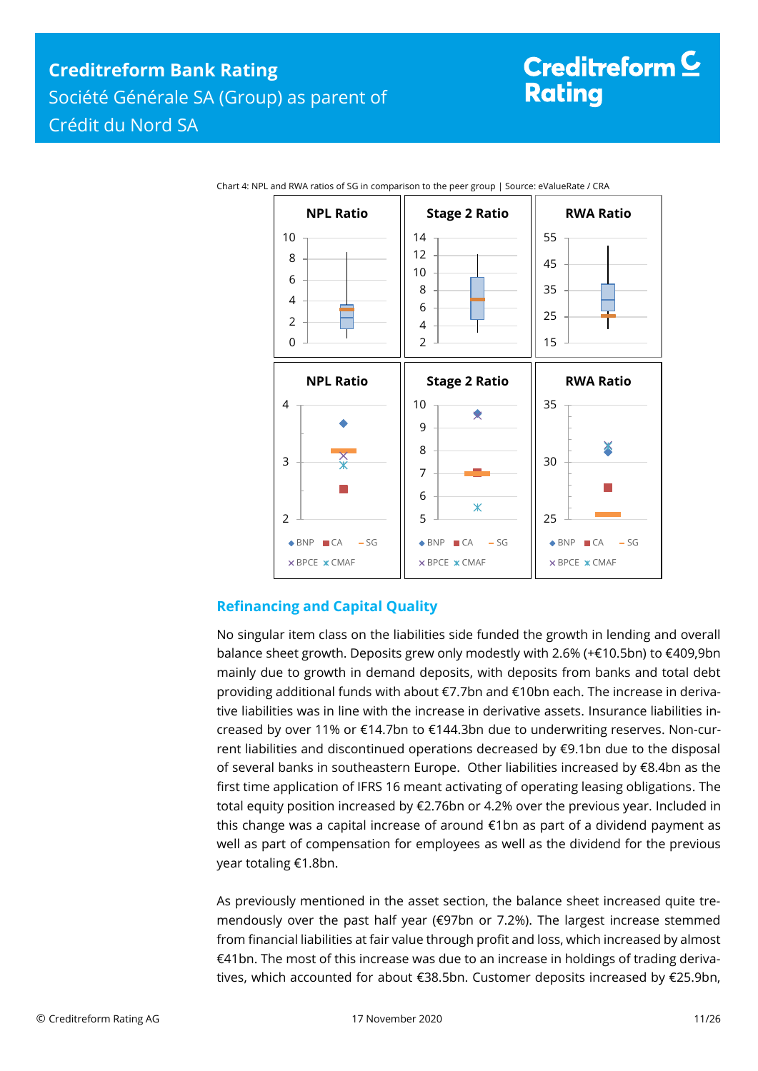Chart 4: NPL and RWA ratios of SG in comparison to the peer group | Source: eValueRate / CRA

## Refinancing and Capital Quality

No singular item class on the liabilities side funded the growth in lending and overall balance sheet growth. Deposits grew only modestly with 2.6% (+€10.5bn) to €409,9bn mainly due to growth in demand deposits, with deposits from banks and total debt providing additional funds with about €7.7bn and €10bn each. The increase in derivative liabilities was in line with the increase in derivative assets. Insurance liabilities increased by over 11% or €14.7bn to €144.3bn due to underwriting reserves. Non-current liabilities and discontinued operations decreased by €9.1bn due to the disposal of several banks in southeastern Europe. Other liabilities increased by €8.4bn as the first time application of IFRS 16 meant activating of operating leasing obligations. The total equity position increased by €2.76bn or 4.2% over the previous year. Included in this change was a capital increase of around €1bn as part of a dividend payment as well as part of compensation for employees as well as the dividend for the previous year totaling €1.8bn.

As previously mentioned in the asset section, the balance sheet increased quite tremendously over the past half year (€97bn or 7.2%). The largest increase stemmed from financial liabilities at fair value through profit and loss, which increased by almost €41bn. The most of this increase was due to an increase in holdings of trading derivatives, which accounted for about €38.5bn. Customer deposits increased by €25.9bn,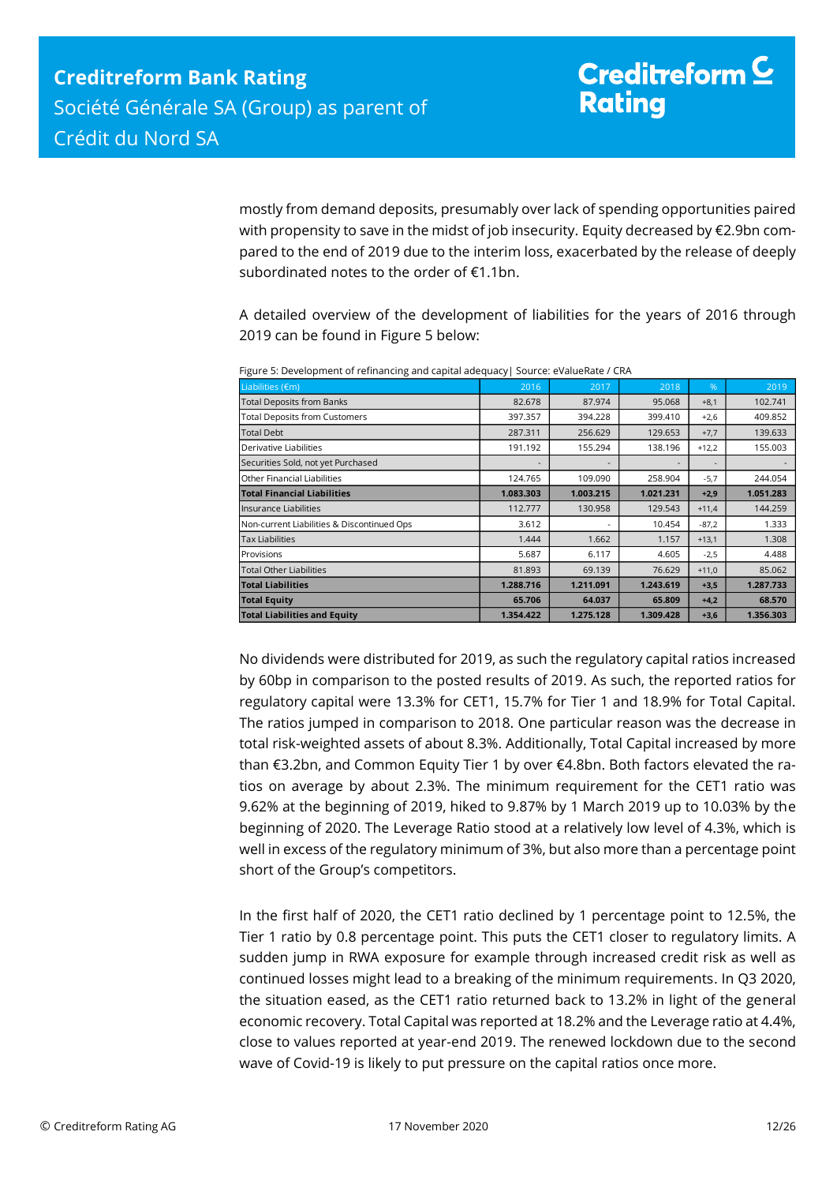mostly from demand deposits, presumably over lack of spending opportunities paired with propensity to save in the midst of job insecurity. Equity decreased by €2.9bn compared to the end of 2019 due to the interim loss, exacerbated by the release of deeply subordinated notes to the order of €1.1bn.

A detailed overview of the development of liabilities for the years of 2016 through 2019 can be found in Figure 5 below:

Figure 5: Development of refinancing and capital adequacy| Source: eValueRate / CRA

| Liabilities (€m) | 2016 | 2017 | 2018 | % | 2019 |
|---|---|---|---|---|---|
| Total Deposits from Banks | 82.678 | 87.974 | 95.068 | +8,1 | 102.741 |
| Total Deposits from Customers | 397.357 | 394.228 | 399.410 | +2,6 | 409.852 |
| Total Debt | 287.311 | 256.629 | 129.653 | +7,7 | 139.633 |
| Derivative Liabilities | 191.192 | 155.294 | 138.196 | +12,2 | 155.003 |
| Securities Sold, not yet Purchased | - | - | - | - | - |
| Other Financial Liabilities | 124.765 | 109.090 | 258.904 | -5,7 | 244.054 |
| **Total Financial Liabilities** | **1.083.303** | **1.003.215** | **1.021.231** | **+2,9** | **1.051.283** |
| Insurance Liabilities | 112.777 | 130.958 | 129.543 | +11,4 | 144.259 |
| Non-current Liabilities & Discontinued Ops | 3.612 | - | 10.454 | -87,2 | 1.333 |
| Tax Liabilities | 1.444 | 1.662 | 1.157 | +13,1 | 1.308 |
| Provisions | 5.687 | 6.117 | 4.605 | -2,5 | 4.488 |
| Total Other Liabilities | 81.893 | 69.139 | 76.629 | +11,0 | 85.062 |
| **Total Liabilities** | **1.288.716** | **1.211.091** | **1.243.619** | **+3,5** | **1.287.733** |
| **Total Equity** | **65.706** | **64.037** | **65.809** | **+4,2** | **68.570** |
| **Total Liabilities and Equity** | **1.354.422** | **1.275.128** | **1.309.428** | **+3,6** | **1.356.303** |

No dividends were distributed for 2019, as such the regulatory capital ratios increased by 60bp in comparison to the posted results of 2019. As such, the reported ratios for regulatory capital were 13.3% for CET1, 15.7% for Tier 1 and 18.9% for Total Capital. The ratios jumped in comparison to 2018. One particular reason was the decrease in total risk-weighted assets of about 8.3%. Additionally, Total Capital increased by more than €3.2bn, and Common Equity Tier 1 by over €4.8bn. Both factors elevated the ratios on average by about 2.3%. The minimum requirement for the CET1 ratio was 9.62% at the beginning of 2019, hiked to 9.87% by 1 March 2019 up to 10.03% by the beginning of 2020. The Leverage Ratio stood at a relatively low level of 4.3%, which is well in excess of the regulatory minimum of 3%, but also more than a percentage point short of the Group's competitors.

In the first half of 2020, the CET1 ratio declined by 1 percentage point to 12.5%, the Tier 1 ratio by 0.8 percentage point. This puts the CET1 closer to regulatory limits. A sudden jump in RWA exposure for example through increased credit risk as well as continued losses might lead to a breaking of the minimum requirements. In Q3 2020, the situation eased, as the CET1 ratio returned back to 13.2% in light of the general economic recovery. Total Capital was reported at 18.2% and the Leverage ratio at 4.4%, close to values reported at year-end 2019. The renewed lockdown due to the second wave of Covid-19 is likely to put pressure on the capital ratios once more.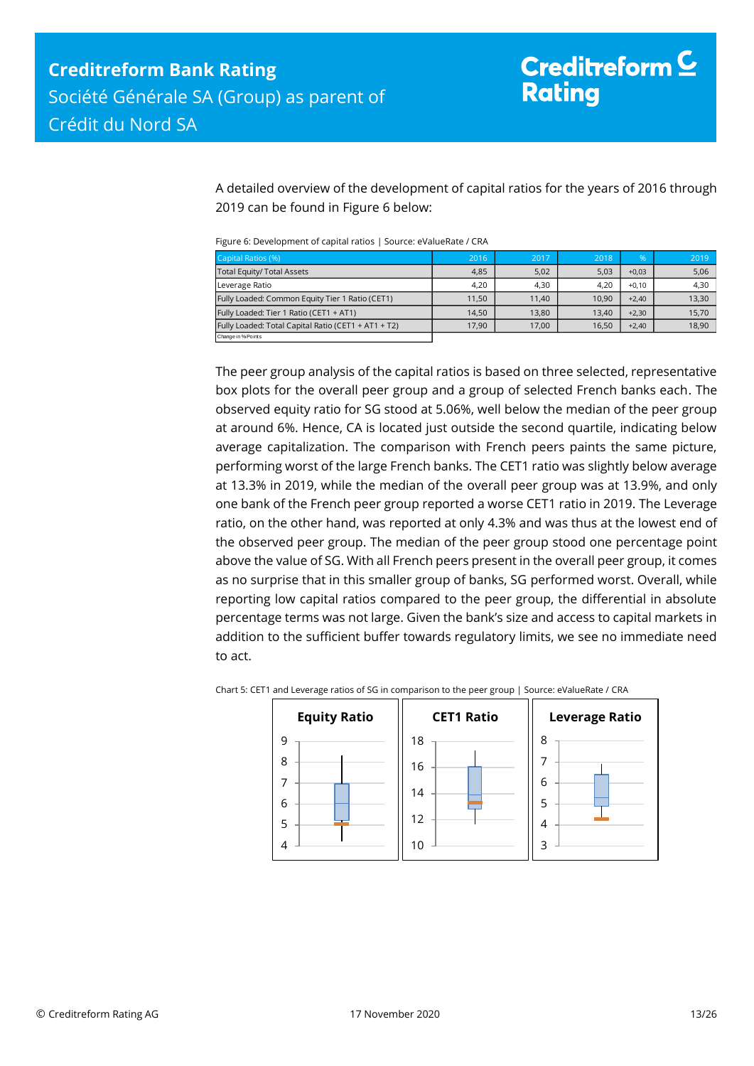A detailed overview of the development of capital ratios for the years of 2016 through 2019 can be found in Figure 6 below:

Figure 6: Development of capital ratios | Source: eValueRate / CRA

| Capital Ratios (%) | 2016 | 2017 | 2018 | % | 2019 |
|---|---|---|---|---|---|
| Total Equity/ Total Assets | 4,85 | 5,02 | 5,03 | +0,03 | 5,06 |
| Leverage Ratio | 4,20 | 4,30 | 4,20 | +0,10 | 4,30 |
| Fully Loaded: Common Equity Tier 1 Ratio (CET1) | 11,50 | 11,40 | 10,90 | +2,40 | 13,30 |
| Fully Loaded: Tier 1 Ratio (CET1 + AT1) | 14,50 | 13,80 | 13,40 | +2,30 | 15,70 |
| Fully Loaded: Total Capital Ratio (CET1 + AT1 + T2) | 17,90 | 17,00 | 16,50 | +2,40 | 18,90 |
| Change in %Points | | | | | |

The peer group analysis of the capital ratios is based on three selected, representative box plots for the overall peer group and a group of selected French banks each. The observed equity ratio for SG stood at 5.06%, well below the median of the peer group at around 6%. Hence, CA is located just outside the second quartile, indicating below average capitalization. The comparison with French peers paints the same picture, performing worst of the large French banks. The CET1 ratio was slightly below average at 13.3% in 2019, while the median of the overall peer group was at 13.9%, and only one bank of the French peer group reported a worse CET1 ratio in 2019. The Leverage ratio, on the other hand, was reported at only 4.3% and was thus at the lowest end of the observed peer group. The median of the peer group stood one percentage point above the value of SG. With all French peers present in the overall peer group, it comes as no surprise that in this smaller group of banks, SG performed worst. Overall, while reporting low capital ratios compared to the peer group, the differential in absolute percentage terms was not large. Given the bank's size and access to capital markets in addition to the sufficient buffer towards regulatory limits, we see no immediate need to act.

Chart 5: CET1 and Leverage ratios of SG in comparison to the peer group | Source: eValueRate / CRA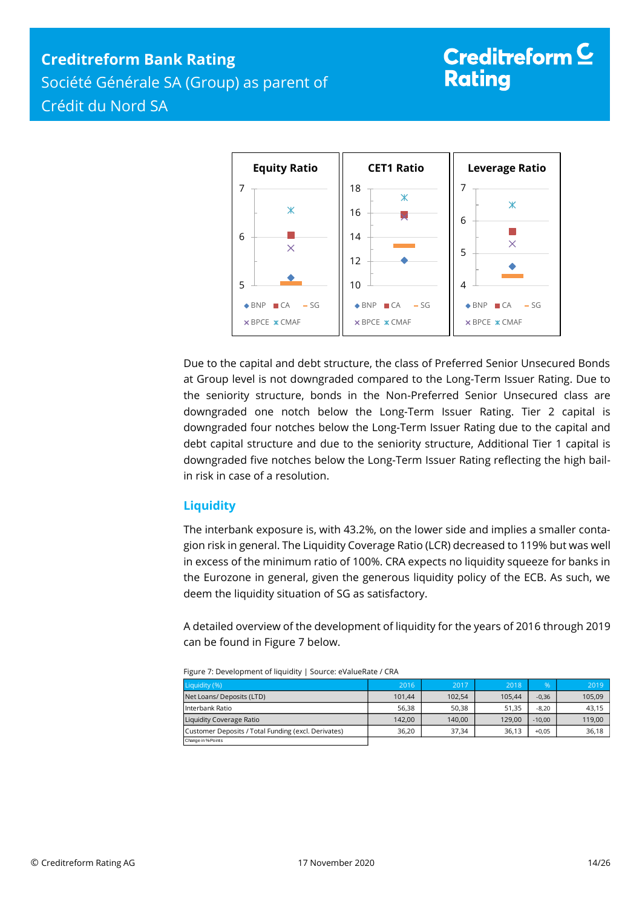Due to the capital and debt structure, the class of Preferred Senior Unsecured Bonds at Group level is not downgraded compared to the Long-Term Issuer Rating. Due to the seniority structure, bonds in the Non-Preferred Senior Unsecured class are downgraded one notch below the Long-Term Issuer Rating. Tier 2 capital is downgraded four notches below the Long-Term Issuer Rating due to the capital and debt capital structure and due to the seniority structure, Additional Tier 1 capital is downgraded five notches below the Long-Term Issuer Rating reflecting the high bail-in risk in case of a resolution.

## Liquidity

The interbank exposure is, with 43.2%, on the lower side and implies a smaller contagion risk in general. The Liquidity Coverage Ratio (LCR) decreased to 119% but was well in excess of the minimum ratio of 100%. CRA expects no liquidity squeeze for banks in the Eurozone in general, given the generous liquidity policy of the ECB. As such, we deem the liquidity situation of SG as satisfactory.

A detailed overview of the development of liquidity for the years of 2016 through 2019 can be found in Figure 7 below.

Figure 7: Development of liquidity | Source: eValueRate / CRA

| Liquidity (%) | 2016 | 2017 | 2018 | % | 2019 |
|---|---|---|---|---|---|
| Net Loans/ Deposits (LTD) | 101,44 | 102,54 | 105,44 | -0,36 | 105,09 |
| Interbank Ratio | 56,38 | 50,38 | 51,35 | -8,20 | 43,15 |
| Liquidity Coverage Ratio | 142,00 | 140,00 | 129,00 | -10,00 | 119,00 |
| Customer Deposits / Total Funding (excl. Derivates) | 36,20 | 37,34 | 36,13 | +0,05 | 36,18 |

Change in %Points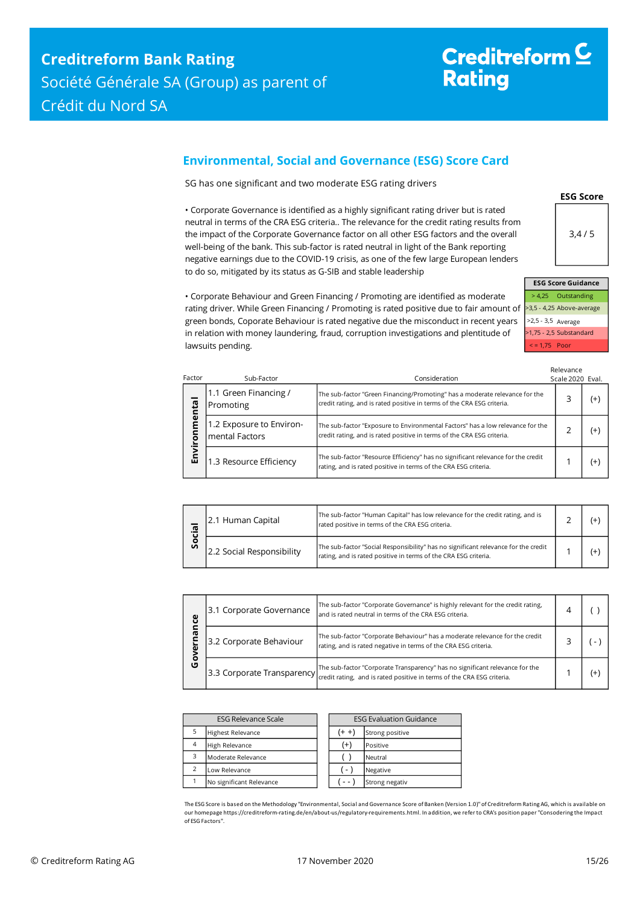# Environmental, Social and Governance (ESG) Score Card

SG has one significant and two moderate ESG rating drivers

- Corporate Governance is identified as a highly significant rating driver but is rated neutral in terms of the CRA ESG criteria.. The relevance for the credit rating results from the impact of the Corporate Governance factor on all other ESG factors and the overall well-being of the bank. This sub-factor is rated neutral in light of the Bank reporting negative earnings due to the COVID-19 crisis, as one of the few large European lenders to do so, mitigated by its status as G-SIB and stable leadership

- Corporate Behaviour and Green Financing / Promoting are identified as moderate rating driver. While Green Financing / Promoting is rated positive due to fair amount of green bonds, Coporate Behaviour is rated negative due the misconduct in recent years in relation with money laundering, fraud, corruption investigations and plentitude of lawsuits pending.

| ESG Score |
|---|
| 3,4 / 5 |

| ESG Score Guidance | |
|---|---|
| > 4,25 | Outstanding |
| >3,5 - 4,25 | Above-average |
| >2,5 - 3,5 | Average |
| >1,75 - 2,5 | Substandard |
| < = 1,75 | Poor |

| Factor | Sub-Factor | Consideration | Relevance Scale 2020 | Eval. |
|---|---|---|---|---|
| Environmental | 1.1 Green Financing / Promoting | The sub-factor "Green Financing/Promoting" has a moderate relevance for the credit rating, and is rated positive in terms of the CRA ESG criteria. | 3 | (+) |
| | 1.2 Exposure to Environ-mental Factors | The sub-factor "Exposure to Environmental Factors" has a low relevance for the credit rating, and is rated positive in terms of the CRA ESG criteria. | 2 | (+) |
| | 1.3 Resource Efficiency | The sub-factor "Resource Efficiency" has no significant relevance for the credit rating, and is rated positive in terms of the CRA ESG criteria. | 1 | (+) |
| Social | 2.1 Human Capital | The sub-factor "Human Capital" has low relevance for the credit rating, and is rated positive in terms of the CRA ESG criteria. | 2 | (+) |
| | 2.2 Social Responsibility | The sub-factor "Social Responsibility" has no significant relevance for the credit rating, and is rated positive in terms of the CRA ESG criteria. | 1 | (+) |
| Governance | 3.1 Corporate Governance | The sub-factor "Corporate Governance" is highly relevant for the credit rating, and is rated neutral in terms of the CRA ESG criteria. | 4 | ( ) |
| | 3.2 Corporate Behaviour | The sub-factor "Corporate Behaviour" has a moderate relevance for the credit rating, and is rated negative in terms of the CRA ESG criteria. | 3 | ( - ) |
| | 3.3 Corporate Transparency | The sub-factor "Corporate Transparency" has no significant relevance for the credit rating, and is rated positive in terms of the CRA ESG criteria. | 1 | (+) |

| ESG Relevance Scale | |
|---|---|
| 5 | Highest Relevance |
| 4 | High Relevance |
| 3 | Moderate Relevance |
| 2 | Low Relevance |
| 1 | No significant Relevance |

| ESG Evaluation Guidance | |
|---|---|
| (+ +) | Strong positive |
| (+) | Positive |
| ( ) | Neutral |
| ( - ) | Negative |
| ( - - ) | Strong negativ |

The ESG Score is based on the Methodology "Environmental, Social and Governance Score of Banken (Version 1.0)" of Creditreform Rating AG, which is available on our homepage https://creditreform-rating.de/en/about-us/regulatory-requirements.html. In addition, we refer to CRA's position paper "Consodering the Impact of ESG Factors".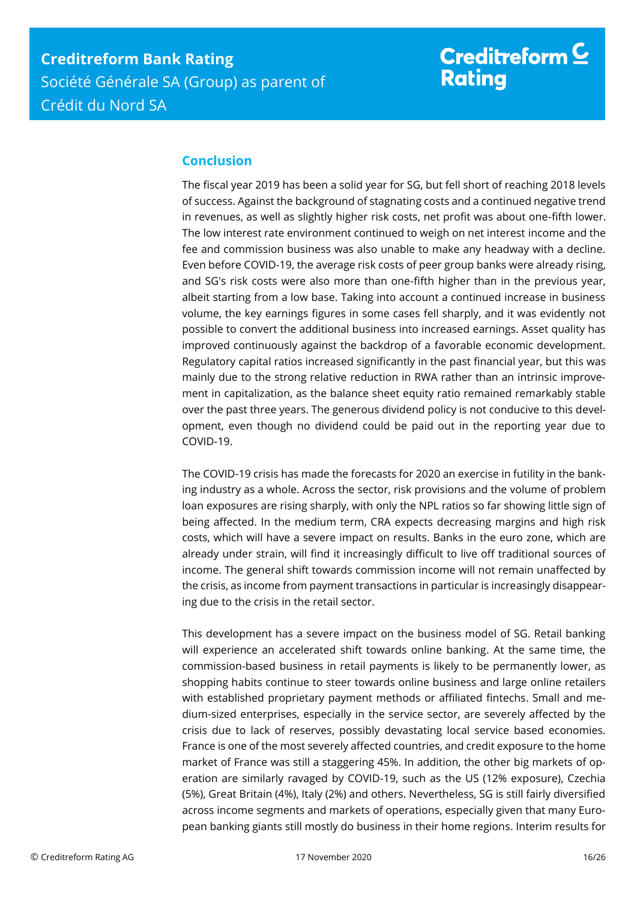## Conclusion

The fiscal year 2019 has been a solid year for SG, but fell short of reaching 2018 levels of success. Against the background of stagnating costs and a continued negative trend in revenues, as well as slightly higher risk costs, net profit was about one-fifth lower. The low interest rate environment continued to weigh on net interest income and the fee and commission business was also unable to make any headway with a decline. Even before COVID-19, the average risk costs of peer group banks were already rising, and SG's risk costs were also more than one-fifth higher than in the previous year, albeit starting from a low base. Taking into account a continued increase in business volume, the key earnings figures in some cases fell sharply, and it was evidently not possible to convert the additional business into increased earnings. Asset quality has improved continuously against the backdrop of a favorable economic development. Regulatory capital ratios increased significantly in the past financial year, but this was mainly due to the strong relative reduction in RWA rather than an intrinsic improvement in capitalization, as the balance sheet equity ratio remained remarkably stable over the past three years. The generous dividend policy is not conducive to this development, even though no dividend could be paid out in the reporting year due to COVID-19.

The COVID-19 crisis has made the forecasts for 2020 an exercise in futility in the banking industry as a whole. Across the sector, risk provisions and the volume of problem loan exposures are rising sharply, with only the NPL ratios so far showing little sign of being affected. In the medium term, CRA expects decreasing margins and high risk costs, which will have a severe impact on results. Banks in the euro zone, which are already under strain, will find it increasingly difficult to live off traditional sources of income. The general shift towards commission income will not remain unaffected by the crisis, as income from payment transactions in particular is increasingly disappearing due to the crisis in the retail sector.

This development has a severe impact on the business model of SG. Retail banking will experience an accelerated shift towards online banking. At the same time, the commission-based business in retail payments is likely to be permanently lower, as shopping habits continue to steer towards online business and large online retailers with established proprietary payment methods or affiliated fintechs. Small and medium-sized enterprises, especially in the service sector, are severely affected by the crisis due to lack of reserves, possibly devastating local service based economies. France is one of the most severely affected countries, and credit exposure to the home market of France was still a staggering 45%. In addition, the other big markets of operation are similarly ravaged by COVID-19, such as the US (12% exposure), Czechia (5%), Great Britain (4%), Italy (2%) and others. Nevertheless, SG is still fairly diversified across income segments and markets of operations, especially given that many European banking giants still mostly do business in their home regions. Interim results for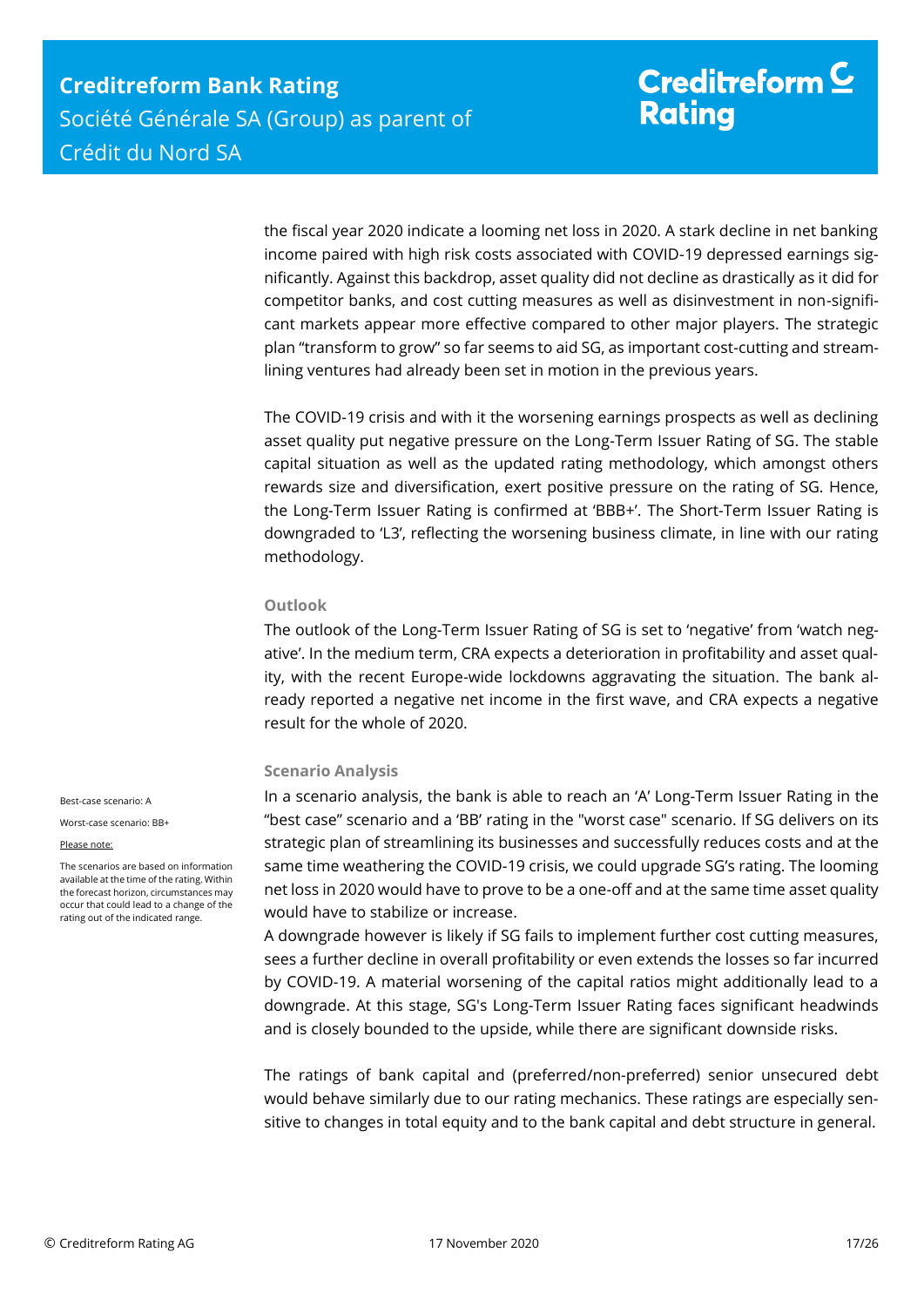the fiscal year 2020 indicate a looming net loss in 2020. A stark decline in net banking income paired with high risk costs associated with COVID-19 depressed earnings significantly. Against this backdrop, asset quality did not decline as drastically as it did for competitor banks, and cost cutting measures as well as disinvestment in non-significant markets appear more effective compared to other major players. The strategic plan "transform to grow" so far seems to aid SG, as important cost-cutting and streamlining ventures had already been set in motion in the previous years.

The COVID-19 crisis and with it the worsening earnings prospects as well as declining asset quality put negative pressure on the Long-Term Issuer Rating of SG. The stable capital situation as well as the updated rating methodology, which amongst others rewards size and diversification, exert positive pressure on the rating of SG. Hence, the Long-Term Issuer Rating is confirmed at 'BBB+'. The Short-Term Issuer Rating is downgraded to 'L3', reflecting the worsening business climate, in line with our rating methodology.

### Outlook

The outlook of the Long-Term Issuer Rating of SG is set to 'negative' from 'watch negative'. In the medium term, CRA expects a deterioration in profitability and asset quality, with the recent Europe-wide lockdowns aggravating the situation. The bank already reported a negative net income in the first wave, and CRA expects a negative result for the whole of 2020.

### Scenario Analysis

Best-case scenario: A

Worst-case scenario: BB+

Please note:

The scenarios are based on information available at the time of the rating. Within the forecast horizon, circumstances may occur that could lead to a change of the rating out of the indicated range.

In a scenario analysis, the bank is able to reach an 'A' Long-Term Issuer Rating in the "best case" scenario and a 'BB' rating in the "worst case" scenario. If SG delivers on its strategic plan of streamlining its businesses and successfully reduces costs and at the same time weathering the COVID-19 crisis, we could upgrade SG's rating. The looming net loss in 2020 would have to prove to be a one-off and at the same time asset quality would have to stabilize or increase.

A downgrade however is likely if SG fails to implement further cost cutting measures, sees a further decline in overall profitability or even extends the losses so far incurred by COVID-19. A material worsening of the capital ratios might additionally lead to a downgrade. At this stage, SG's Long-Term Issuer Rating faces significant headwinds and is closely bounded to the upside, while there are significant downside risks.

The ratings of bank capital and (preferred/non-preferred) senior unsecured debt would behave similarly due to our rating mechanics. These ratings are especially sensitive to changes in total equity and to the bank capital and debt structure in general.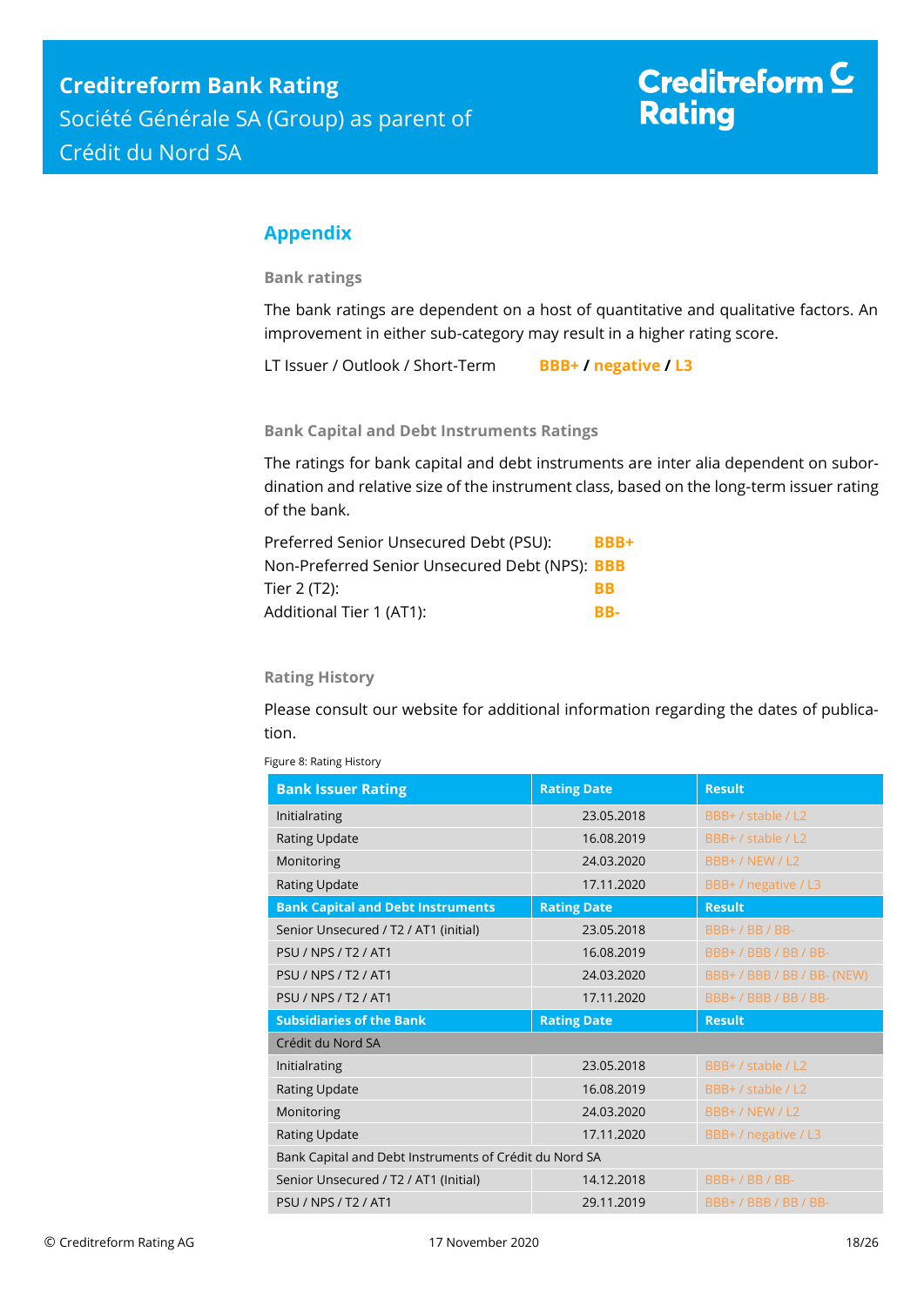## Appendix

### Bank ratings

The bank ratings are dependent on a host of quantitative and qualitative factors. An improvement in either sub-category may result in a higher rating score.

LT Issuer / Outlook / Short-Term **BBB+ / negative / L3**

### Bank Capital and Debt Instruments Ratings

The ratings for bank capital and debt instruments are inter alia dependent on subordination and relative size of the instrument class, based on the long-term issuer rating of the bank.

| | |
|---|---|
| Preferred Senior Unsecured Debt (PSU): | **BBB+** |
| Non-Preferred Senior Unsecured Debt (NPS): | **BBB** |
| Tier 2 (T2): | **BB** |
| Additional Tier 1 (AT1): | **BB-** |

### Rating History

Please consult our website for additional information regarding the dates of publication.

Figure 8: Rating History

| Bank Issuer Rating | Rating Date | Result |
|---|---|---|
| Initialrating | 23.05.2018 | BBB+ / stable / L2 |
| Rating Update | 16.08.2019 | BBB+ / stable / L2 |
| Monitoring | 24.03.2020 | BBB+ / NEW / L2 |
| Rating Update | 17.11.2020 | BBB+ / negative / L3 |
| **Bank Capital and Debt Instruments** | **Rating Date** | **Result** |
| Senior Unsecured / T2 / AT1 (initial) | 23.05.2018 | BBB+ / BB / BB- |
| PSU / NPS / T2 / AT1 | 16.08.2019 | BBB+ / BBB / BB / BB- |
| PSU / NPS / T2 / AT1 | 24.03.2020 | BBB+ / BBB / BB / BB- (NEW) |
| PSU / NPS / T2 / AT1 | 17.11.2020 | BBB+ / BBB / BB / BB- |
| **Subsidiaries of the Bank** | **Rating Date** | **Result** |
| Crédit du Nord SA | | |
| Initialrating | 23.05.2018 | BBB+ / stable / L2 |
| Rating Update | 16.08.2019 | BBB+ / stable / L2 |
| Monitoring | 24.03.2020 | BBB+ / NEW / L2 |
| Rating Update | 17.11.2020 | BBB+ / negative / L3 |
| Bank Capital and Debt Instruments of Crédit du Nord SA | | |
| Senior Unsecured / T2 / AT1 (Initial) | 14.12.2018 | BBB+ / BB / BB- |
| PSU / NPS / T2 / AT1 | 29.11.2019 | BBB+ / BBB / BB / BB- |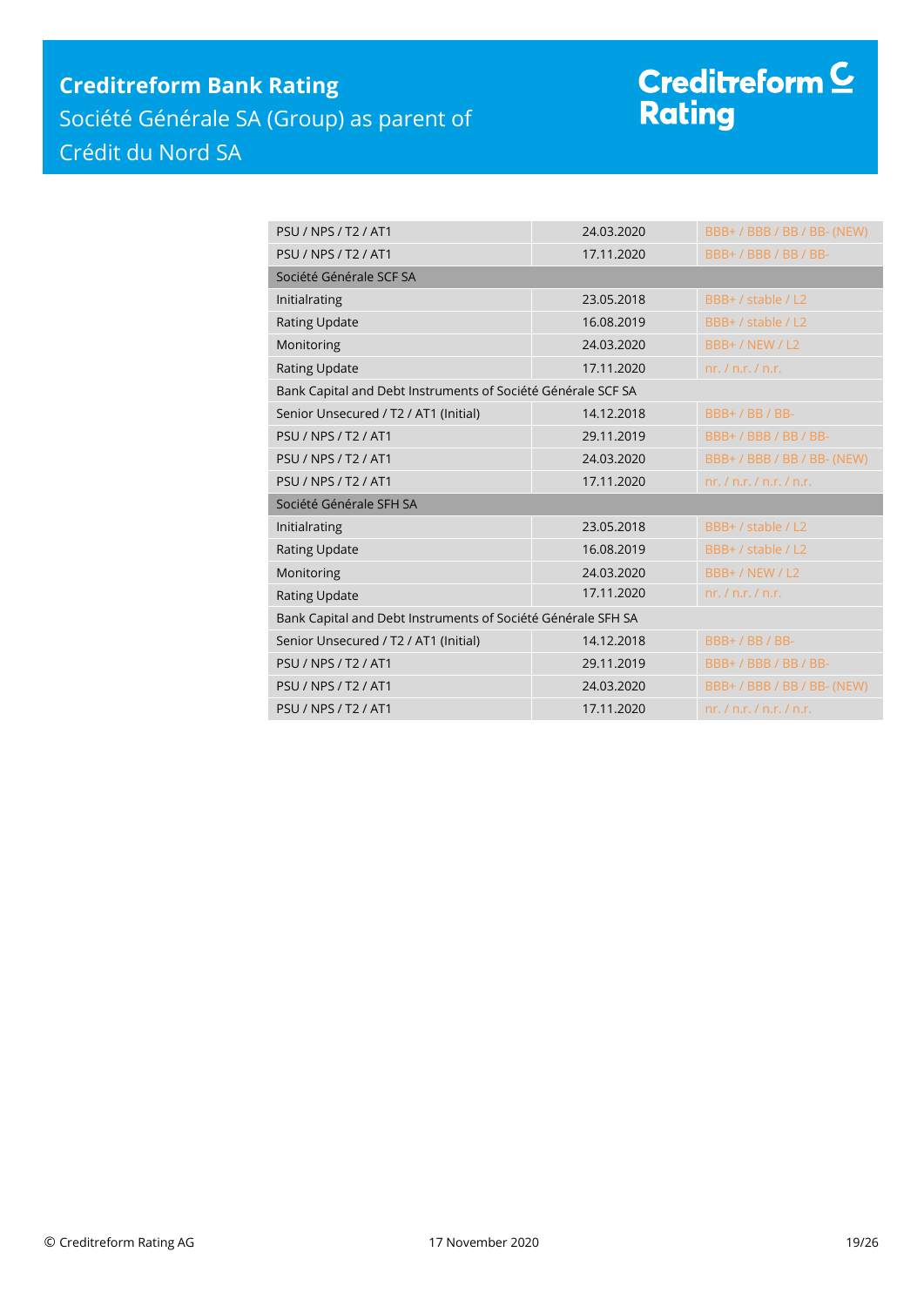| | | |
|---|---|---|
| PSU / NPS / T2 / AT1 | 24.03.2020 | BBB+ / BBB / BB / BB- (NEW) |
| PSU / NPS / T2 / AT1 | 17.11.2020 | BBB+ / BBB / BB / BB- |
| **Société Générale SCF SA** | | |
| Initialrating | 23.05.2018 | BBB+ / stable / L2 |
| Rating Update | 16.08.2019 | BBB+ / stable / L2 |
| Monitoring | 24.03.2020 | BBB+ / NEW / L2 |
| Rating Update | 17.11.2020 | nr. / n.r. / n.r. |
| Bank Capital and Debt Instruments of Société Générale SCF SA | | |
| Senior Unsecured / T2 / AT1 (Initial) | 14.12.2018 | BBB+ / BB / BB- |
| PSU / NPS / T2 / AT1 | 29.11.2019 | BBB+ / BBB / BB / BB- |
| PSU / NPS / T2 / AT1 | 24.03.2020 | BBB+ / BBB / BB / BB- (NEW) |
| PSU / NPS / T2 / AT1 | 17.11.2020 | nr. / n.r. / n.r. / n.r. |
| **Société Générale SFH SA** | | |
| Initialrating | 23.05.2018 | BBB+ / stable / L2 |
| Rating Update | 16.08.2019 | BBB+ / stable / L2 |
| Monitoring | 24.03.2020 | BBB+ / NEW / L2 |
| Rating Update | 17.11.2020 | nr. / n.r. / n.r. |
| Bank Capital and Debt Instruments of Société Générale SFH SA | | |
| Senior Unsecured / T2 / AT1 (Initial) | 14.12.2018 | BBB+ / BB / BB- |
| PSU / NPS / T2 / AT1 | 29.11.2019 | BBB+ / BBB / BB / BB- |
| PSU / NPS / T2 / AT1 | 24.03.2020 | BBB+ / BBB / BB / BB- (NEW) |
| PSU / NPS / T2 / AT1 | 17.11.2020 | nr. / n.r. / n.r. / n.r. |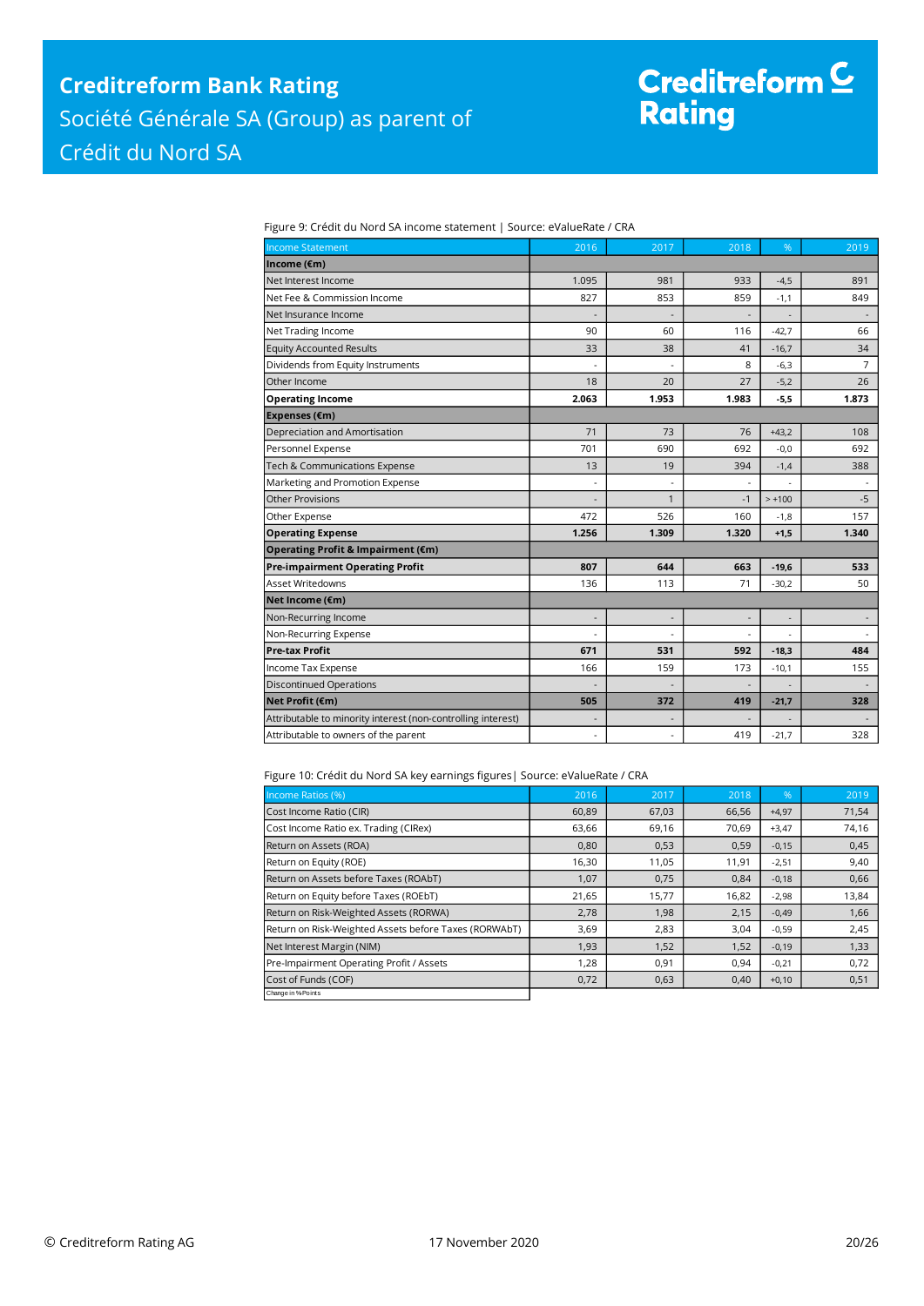Figure 9: Crédit du Nord SA income statement | Source: eValueRate / CRA

| Income Statement | 2016 | 2017 | 2018 | % | 2019 |
|---|---|---|---|---|---|
| **Income (€m)** | | | | | |
| Net Interest Income | 1.095 | 981 | 933 | -4,5 | 891 |
| Net Fee & Commission Income | 827 | 853 | 859 | -1,1 | 849 |
| Net Insurance Income | - | - | - | - | - |
| Net Trading Income | 90 | 60 | 116 | -42,7 | 66 |
| Equity Accounted Results | 33 | 38 | 41 | -16,7 | 34 |
| Dividends from Equity Instruments | - | - | 8 | -6,3 | 7 |
| Other Income | 18 | 20 | 27 | -5,2 | 26 |
| **Operating Income** | **2.063** | **1.953** | **1.983** | **-5,5** | **1.873** |
| **Expenses (€m)** | | | | | |
| Depreciation and Amortisation | 71 | 73 | 76 | +43,2 | 108 |
| Personnel Expense | 701 | 690 | 692 | -0,0 | 692 |
| Tech & Communications Expense | 13 | 19 | 394 | -1,4 | 388 |
| Marketing and Promotion Expense | - | - | - | - | - |
| Other Provisions | - | 1 | -1 | > +100 | -5 |
| Other Expense | 472 | 526 | 160 | -1,8 | 157 |
| **Operating Expense** | **1.256** | **1.309** | **1.320** | **+1,5** | **1.340** |
| **Operating Profit & Impairment (€m)** | | | | | |
| **Pre-impairment Operating Profit** | **807** | **644** | **663** | **-19,6** | **533** |
| Asset Writedowns | 136 | 113 | 71 | -30,2 | 50 |
| **Net Income (€m)** | | | | | |
| Non-Recurring Income | - | - | - | - | - |
| Non-Recurring Expense | - | - | - | - | - |
| **Pre-tax Profit** | **671** | **531** | **592** | **-18,3** | **484** |
| Income Tax Expense | 166 | 159 | 173 | -10,1 | 155 |
| Discontinued Operations | - | - | - | - | - |
| **Net Profit (€m)** | **505** | **372** | **419** | **-21,7** | **328** |
| Attributable to minority interest (non-controlling interest) | - | - | - | - | - |
| Attributable to owners of the parent | - | - | 419 | -21,7 | 328 |

Figure 10: Crédit du Nord SA key earnings figures| Source: eValueRate / CRA

| Income Ratios (%) | 2016 | 2017 | 2018 | % | 2019 |
|---|---|---|---|---|---|
| Cost Income Ratio (CIR) | 60,89 | 67,03 | 66,56 | +4,97 | 71,54 |
| Cost Income Ratio ex. Trading (CIRex) | 63,66 | 69,16 | 70,69 | +3,47 | 74,16 |
| Return on Assets (ROA) | 0,80 | 0,53 | 0,59 | -0,15 | 0,45 |
| Return on Equity (ROE) | 16,30 | 11,05 | 11,91 | -2,51 | 9,40 |
| Return on Assets before Taxes (ROAbT) | 1,07 | 0,75 | 0,84 | -0,18 | 0,66 |
| Return on Equity before Taxes (ROEbT) | 21,65 | 15,77 | 16,82 | -2,98 | 13,84 |
| Return on Risk-Weighted Assets (RORWA) | 2,78 | 1,98 | 2,15 | -0,49 | 1,66 |
| Return on Risk-Weighted Assets before Taxes (RORWAbT) | 3,69 | 2,83 | 3,04 | -0,59 | 2,45 |
| Net Interest Margin (NIM) | 1,93 | 1,52 | 1,52 | -0,19 | 1,33 |
| Pre-Impairment Operating Profit / Assets | 1,28 | 0,91 | 0,94 | -0,21 | 0,72 |
| Cost of Funds (COF) | 0,72 | 0,63 | 0,40 | +0,10 | 0,51 |

Change in %Points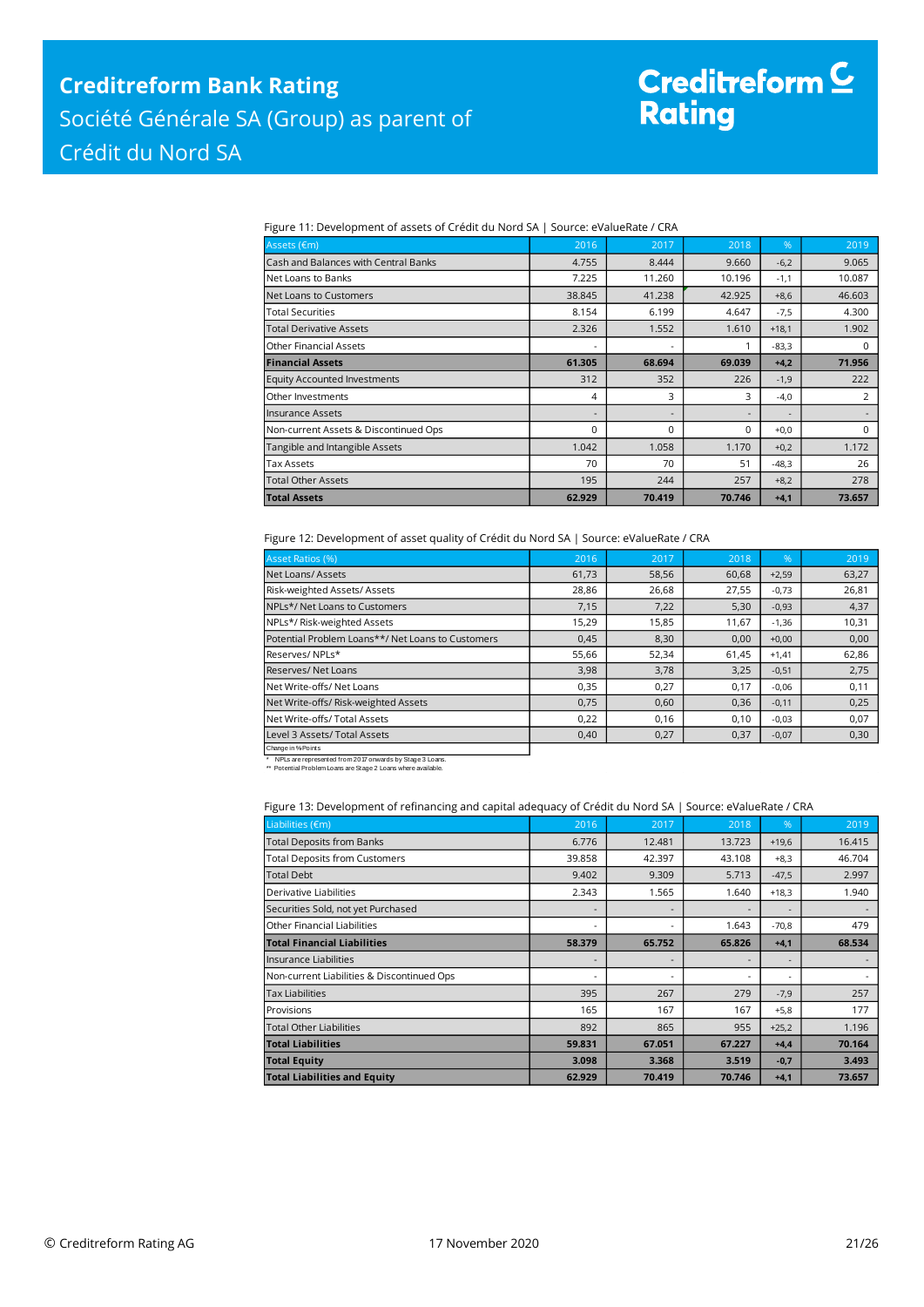Figure 11: Development of assets of Crédit du Nord SA | Source: eValueRate / CRA

| Assets (€m) | 2016 | 2017 | 2018 | % | 2019 |
|---|---|---|---|---|---|
| Cash and Balances with Central Banks | 4.755 | 8.444 | 9.660 | -6,2 | 9.065 |
| Net Loans to Banks | 7.225 | 11.260 | 10.196 | -1,1 | 10.087 |
| Net Loans to Customers | 38.845 | 41.238 | 42.925 | +8,6 | 46.603 |
| Total Securities | 8.154 | 6.199 | 4.647 | -7,5 | 4.300 |
| Total Derivative Assets | 2.326 | 1.552 | 1.610 | +18,1 | 1.902 |
| Other Financial Assets | - | - | 1 | -83,3 | 0 |
| **Financial Assets** | **61.305** | **68.694** | **69.039** | **+4,2** | **71.956** |
| Equity Accounted Investments | 312 | 352 | 226 | -1,9 | 222 |
| Other Investments | 4 | 3 | 3 | -4,0 | 2 |
| Insurance Assets | - | - | - | - | - |
| Non-current Assets & Discontinued Ops | 0 | 0 | 0 | +0,0 | 0 |
| Tangible and Intangible Assets | 1.042 | 1.058 | 1.170 | +0,2 | 1.172 |
| Tax Assets | 70 | 70 | 51 | -48,3 | 26 |
| Total Other Assets | 195 | 244 | 257 | +8,2 | 278 |
| **Total Assets** | **62.929** | **70.419** | **70.746** | **+4,1** | **73.657** |

Figure 12: Development of asset quality of Crédit du Nord SA | Source: eValueRate / CRA

| Asset Ratios (%) | 2016 | 2017 | 2018 | % | 2019 |
|---|---|---|---|---|---|
| Net Loans/ Assets | 61,73 | 58,56 | 60,68 | +2,59 | 63,27 |
| Risk-weighted Assets/ Assets | 28,86 | 26,68 | 27,55 | -0,73 | 26,81 |
| NPLs*/ Net Loans to Customers | 7,15 | 7,22 | 5,30 | -0,93 | 4,37 |
| NPLs*/ Risk-weighted Assets | 15,29 | 15,85 | 11,67 | -1,36 | 10,31 |
| Potential Problem Loans**/ Net Loans to Customers | 0,45 | 8,30 | 0,00 | +0,00 | 0,00 |
| Reserves/ NPLs* | 55,66 | 52,34 | 61,45 | +1,41 | 62,86 |
| Reserves/ Net Loans | 3,98 | 3,78 | 3,25 | -0,51 | 2,75 |
| Net Write-offs/ Net Loans | 0,35 | 0,27 | 0,17 | -0,06 | 0,11 |
| Net Write-offs/ Risk-weighted Assets | 0,75 | 0,60 | 0,36 | -0,11 | 0,25 |
| Net Write-offs/ Total Assets | 0,22 | 0,16 | 0,10 | -0,03 | 0,07 |
| Level 3 Assets/ Total Assets | 0,40 | 0,27 | 0,37 | -0,07 | 0,30 |
| Change in %Points | | | | | |

\* NPLs are represented from 2017 onwards by Stage 3 Loans.
\*\* Potential Problem Loans are Stage 2 Loans where available.

Figure 13: Development of refinancing and capital adequacy of Crédit du Nord SA | Source: eValueRate / CRA

| Liabilities (€m) | 2016 | 2017 | 2018 | % | 2019 |
|---|---|---|---|---|---|
| Total Deposits from Banks | 6.776 | 12.481 | 13.723 | +19,6 | 16.415 |
| Total Deposits from Customers | 39.858 | 42.397 | 43.108 | +8,3 | 46.704 |
| Total Debt | 9.402 | 9.309 | 5.713 | -47,5 | 2.997 |
| Derivative Liabilities | 2.343 | 1.565 | 1.640 | +18,3 | 1.940 |
| Securities Sold, not yet Purchased | - | - | - | - | - |
| Other Financial Liabilities | - | - | 1.643 | -70,8 | 479 |
| **Total Financial Liabilities** | **58.379** | **65.752** | **65.826** | **+4,1** | **68.534** |
| Insurance Liabilities | - | - | - | - | - |
| Non-current Liabilities & Discontinued Ops | - | - | - | - | - |
| Tax Liabilities | 395 | 267 | 279 | -7,9 | 257 |
| Provisions | 165 | 167 | 167 | +5,8 | 177 |
| Total Other Liabilities | 892 | 865 | 955 | +25,2 | 1.196 |
| **Total Liabilities** | **59.831** | **67.051** | **67.227** | **+4,4** | **70.164** |
| **Total Equity** | **3.098** | **3.368** | **3.519** | **-0,7** | **3.493** |
| **Total Liabilities and Equity** | **62.929** | **70.419** | **70.746** | **+4,1** | **73.657** |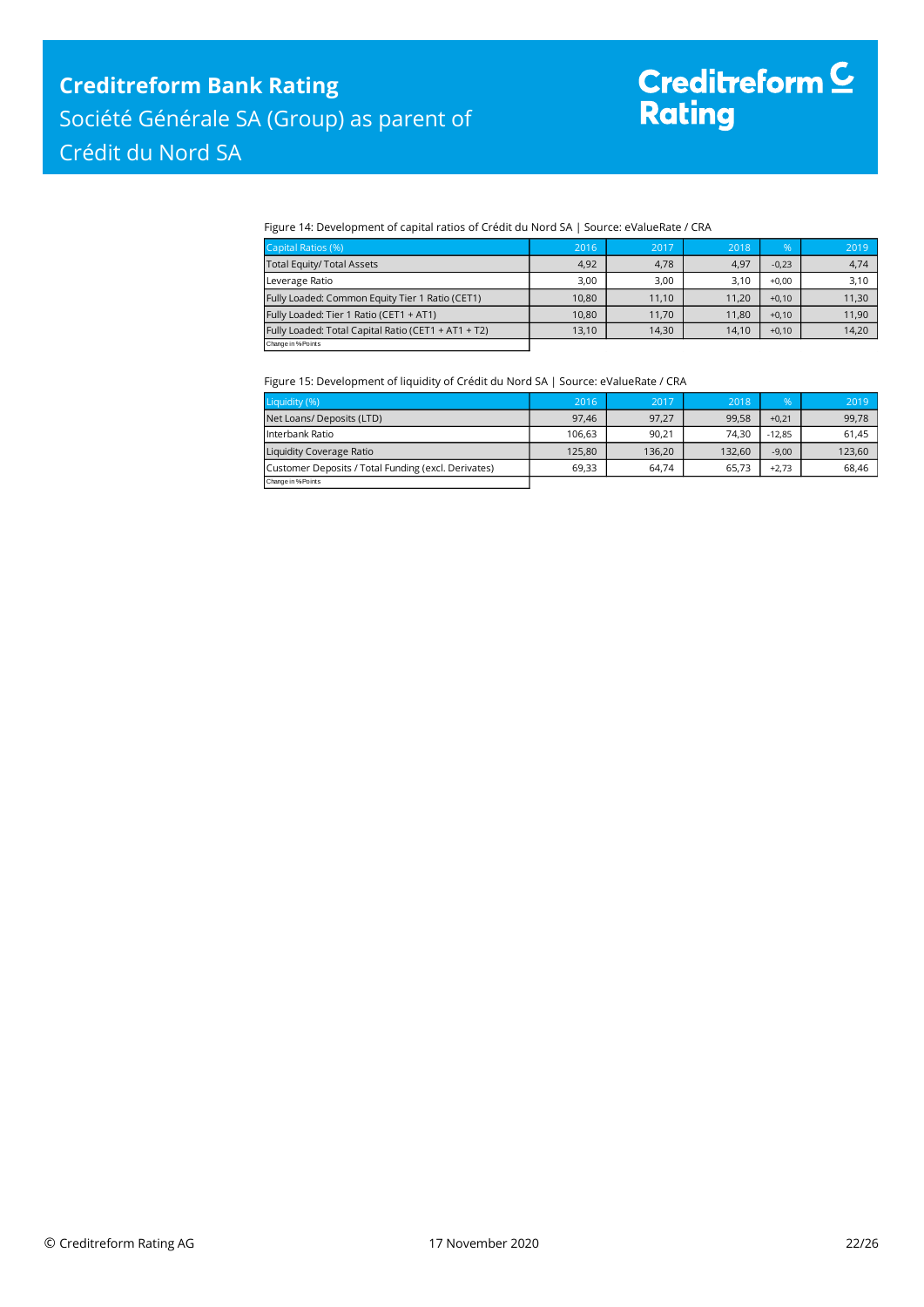Figure 14: Development of capital ratios of Crédit du Nord SA | Source: eValueRate / CRA

| Capital Ratios (%) | 2016 | 2017 | 2018 | % | 2019 |
|---|---|---|---|---|---|
| Total Equity/ Total Assets | 4,92 | 4,78 | 4,97 | -0,23 | 4,74 |
| Leverage Ratio | 3,00 | 3,00 | 3,10 | +0,00 | 3,10 |
| Fully Loaded: Common Equity Tier 1 Ratio (CET1) | 10,80 | 11,10 | 11,20 | +0,10 | 11,30 |
| Fully Loaded: Tier 1 Ratio (CET1 + AT1) | 10,80 | 11,70 | 11,80 | +0,10 | 11,90 |
| Fully Loaded: Total Capital Ratio (CET1 + AT1 + T2) | 13,10 | 14,30 | 14,10 | +0,10 | 14,20 |
| Change in %Points | | | | | |

Figure 15: Development of liquidity of Crédit du Nord SA | Source: eValueRate / CRA

| Liquidity (%) | 2016 | 2017 | 2018 | % | 2019 |
|---|---|---|---|---|---|
| Net Loans/ Deposits (LTD) | 97,46 | 97,27 | 99,58 | +0,21 | 99,78 |
| Interbank Ratio | 106,63 | 90,21 | 74,30 | -12,85 | 61,45 |
| Liquidity Coverage Ratio | 125,80 | 136,20 | 132,60 | -9,00 | 123,60 |
| Customer Deposits / Total Funding (excl. Derivates) | 69,33 | 64,74 | 65,73 | +2,73 | 68,46 |
| Change in %Points | | | | | |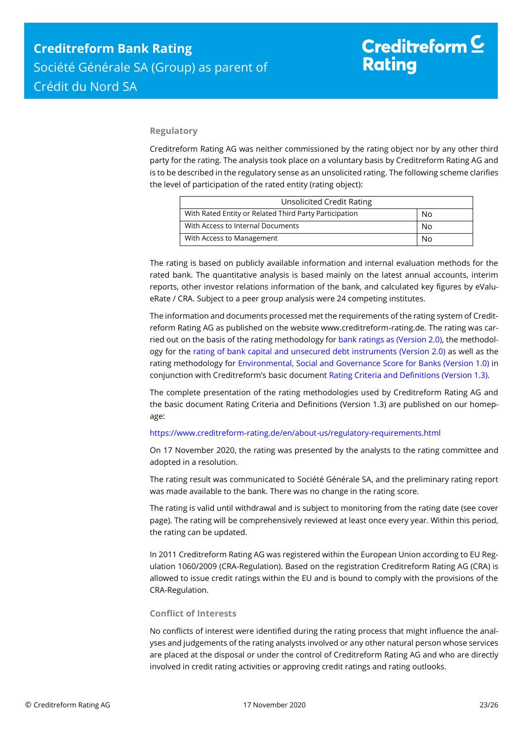## Regulatory

Creditreform Rating AG was neither commissioned by the rating object nor by any other third party for the rating. The analysis took place on a voluntary basis by Creditreform Rating AG and is to be described in the regulatory sense as an unsolicited rating. The following scheme clarifies the level of participation of the rated entity (rating object):

| Unsolicited Credit Rating | |
|---|---|
| With Rated Entity or Related Third Party Participation | No |
| With Access to Internal Documents | No |
| With Access to Management | No |

The rating is based on publicly available information and internal evaluation methods for the rated bank. The quantitative analysis is based mainly on the latest annual accounts, interim reports, other investor relations information of the bank, and calculated key figures by eValueRate / CRA. Subject to a peer group analysis were 24 competing institutes.

The information and documents processed met the requirements of the rating system of Creditreform Rating AG as published on the website www.creditreform-rating.de. The rating was carried out on the basis of the rating methodology for bank ratings as (Version 2.0), the methodology for the rating of bank capital and unsecured debt instruments (Version 2.0) as well as the rating methodology for Environmental, Social and Governance Score for Banks (Version 1.0) in conjunction with Creditreform's basic document Rating Criteria and Definitions (Version 1.3).

The complete presentation of the rating methodologies used by Creditreform Rating AG and the basic document Rating Criteria and Definitions (Version 1.3) are published on our homepage:

https://www.creditreform-rating.de/en/about-us/regulatory-requirements.html

On 17 November 2020, the rating was presented by the analysts to the rating committee and adopted in a resolution.

The rating result was communicated to Société Générale SA, and the preliminary rating report was made available to the bank. There was no change in the rating score.

The rating is valid until withdrawal and is subject to monitoring from the rating date (see cover page). The rating will be comprehensively reviewed at least once every year. Within this period, the rating can be updated.

In 2011 Creditreform Rating AG was registered within the European Union according to EU Regulation 1060/2009 (CRA-Regulation). Based on the registration Creditreform Rating AG (CRA) is allowed to issue credit ratings within the EU and is bound to comply with the provisions of the CRA-Regulation.

## Conflict of Interests

No conflicts of interest were identified during the rating process that might influence the analyses and judgements of the rating analysts involved or any other natural person whose services are placed at the disposal or under the control of Creditreform Rating AG and who are directly involved in credit rating activities or approving credit ratings and rating outlooks.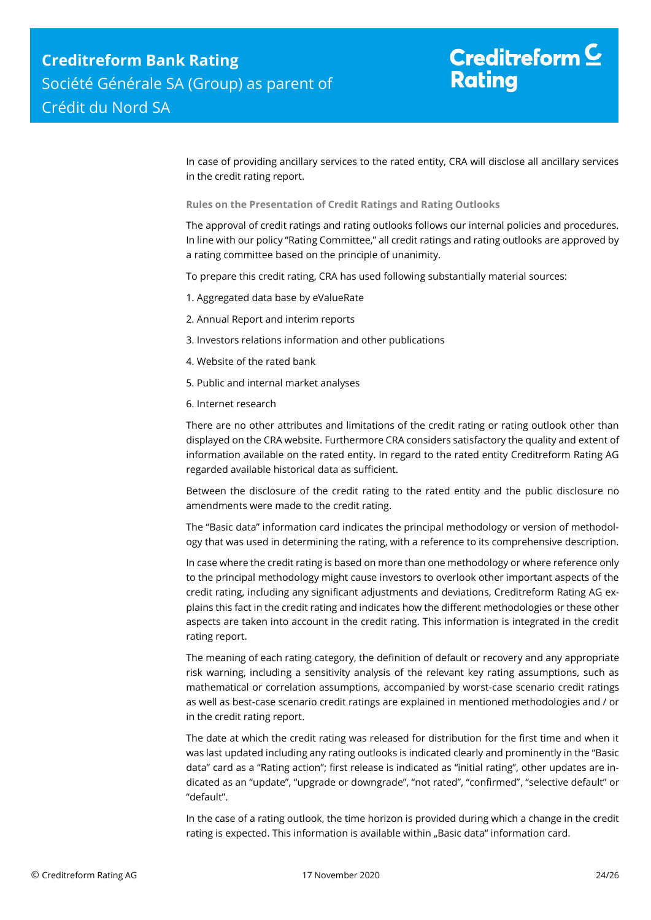In case of providing ancillary services to the rated entity, CRA will disclose all ancillary services in the credit rating report.

### Rules on the Presentation of Credit Ratings and Rating Outlooks

The approval of credit ratings and rating outlooks follows our internal policies and procedures. In line with our policy "Rating Committee," all credit ratings and rating outlooks are approved by a rating committee based on the principle of unanimity.

To prepare this credit rating, CRA has used following substantially material sources:

1. Aggregated data base by eValueRate
2. Annual Report and interim reports
3. Investors relations information and other publications
4. Website of the rated bank
5. Public and internal market analyses
6. Internet research

There are no other attributes and limitations of the credit rating or rating outlook other than displayed on the CRA website. Furthermore CRA considers satisfactory the quality and extent of information available on the rated entity. In regard to the rated entity Creditreform Rating AG regarded available historical data as sufficient.

Between the disclosure of the credit rating to the rated entity and the public disclosure no amendments were made to the credit rating.

The "Basic data" information card indicates the principal methodology or version of methodology that was used in determining the rating, with a reference to its comprehensive description.

In case where the credit rating is based on more than one methodology or where reference only to the principal methodology might cause investors to overlook other important aspects of the credit rating, including any significant adjustments and deviations, Creditreform Rating AG explains this fact in the credit rating and indicates how the different methodologies or these other aspects are taken into account in the credit rating. This information is integrated in the credit rating report.

The meaning of each rating category, the definition of default or recovery and any appropriate risk warning, including a sensitivity analysis of the relevant key rating assumptions, such as mathematical or correlation assumptions, accompanied by worst-case scenario credit ratings as well as best-case scenario credit ratings are explained in mentioned methodologies and / or in the credit rating report.

The date at which the credit rating was released for distribution for the first time and when it was last updated including any rating outlooks is indicated clearly and prominently in the "Basic data" card as a "Rating action"; first release is indicated as "initial rating", other updates are indicated as an "update", "upgrade or downgrade", "not rated", "confirmed", "selective default" or "default".

In the case of a rating outlook, the time horizon is provided during which a change in the credit rating is expected. This information is available within „Basic data" information card.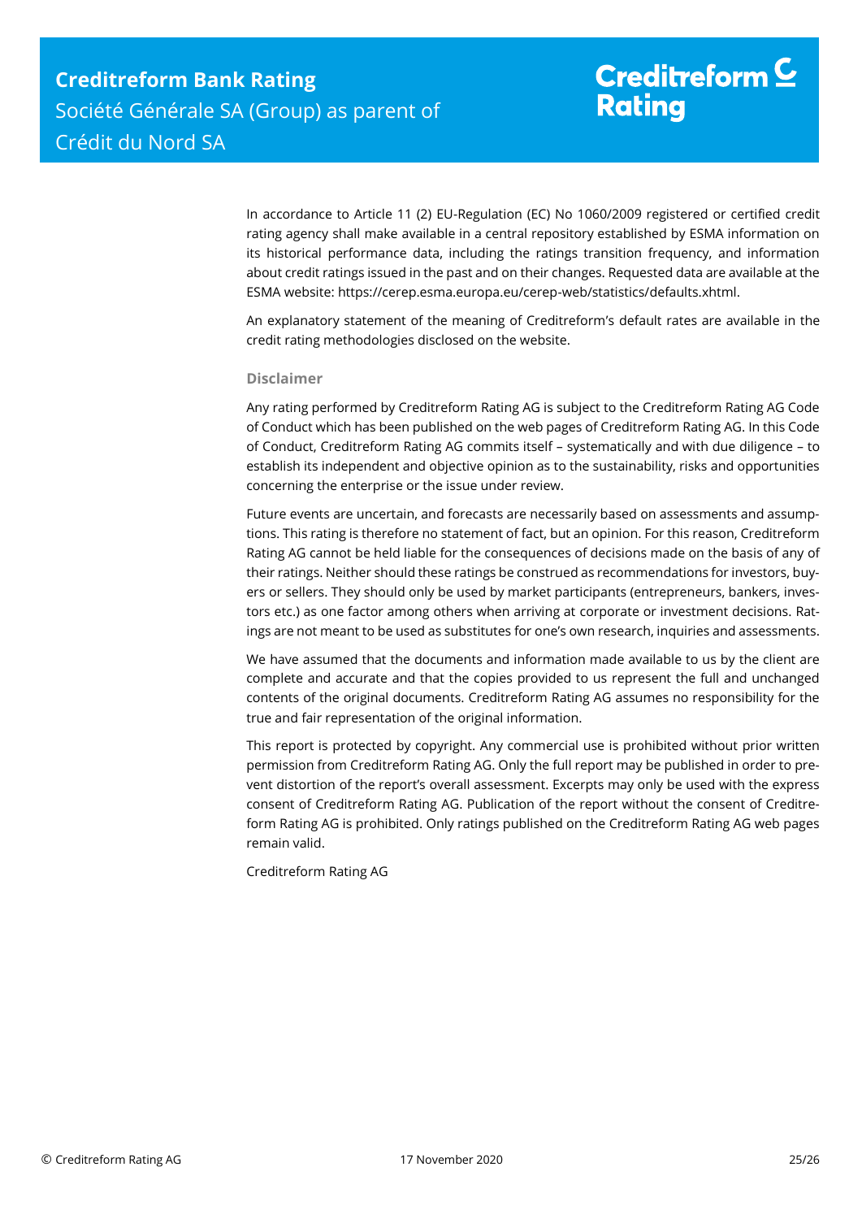In accordance to Article 11 (2) EU-Regulation (EC) No 1060/2009 registered or certified credit rating agency shall make available in a central repository established by ESMA information on its historical performance data, including the ratings transition frequency, and information about credit ratings issued in the past and on their changes. Requested data are available at the ESMA website: https://cerep.esma.europa.eu/cerep-web/statistics/defaults.xhtml.

An explanatory statement of the meaning of Creditreform's default rates are available in the credit rating methodologies disclosed on the website.

### Disclaimer

Any rating performed by Creditreform Rating AG is subject to the Creditreform Rating AG Code of Conduct which has been published on the web pages of Creditreform Rating AG. In this Code of Conduct, Creditreform Rating AG commits itself – systematically and with due diligence – to establish its independent and objective opinion as to the sustainability, risks and opportunities concerning the enterprise or the issue under review.

Future events are uncertain, and forecasts are necessarily based on assessments and assumptions. This rating is therefore no statement of fact, but an opinion. For this reason, Creditreform Rating AG cannot be held liable for the consequences of decisions made on the basis of any of their ratings. Neither should these ratings be construed as recommendations for investors, buyers or sellers. They should only be used by market participants (entrepreneurs, bankers, investors etc.) as one factor among others when arriving at corporate or investment decisions. Ratings are not meant to be used as substitutes for one's own research, inquiries and assessments.

We have assumed that the documents and information made available to us by the client are complete and accurate and that the copies provided to us represent the full and unchanged contents of the original documents. Creditreform Rating AG assumes no responsibility for the true and fair representation of the original information.

This report is protected by copyright. Any commercial use is prohibited without prior written permission from Creditreform Rating AG. Only the full report may be published in order to prevent distortion of the report's overall assessment. Excerpts may only be used with the express consent of Creditreform Rating AG. Publication of the report without the consent of Creditreform Rating AG is prohibited. Only ratings published on the Creditreform Rating AG web pages remain valid.

Creditreform Rating AG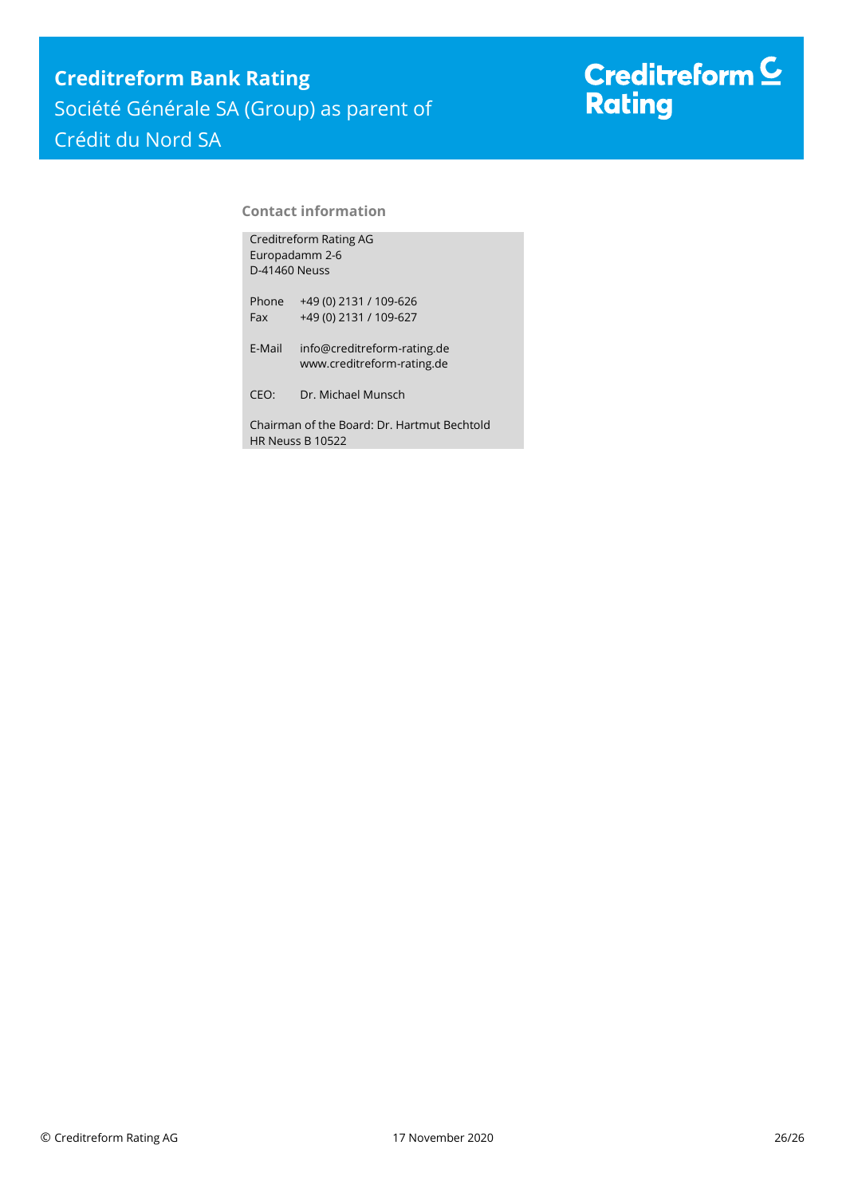## Contact information

Creditreform Rating AG
Europadamm 2-6
D-41460 Neuss

Phone +49 (0) 2131 / 109-626
Fax +49 (0) 2131 / 109-627

E-Mail info@creditreform-rating.de
www.creditreform-rating.de

CEO: Dr. Michael Munsch

Chairman of the Board: Dr. Hartmut Bechtold
HR Neuss B 10522